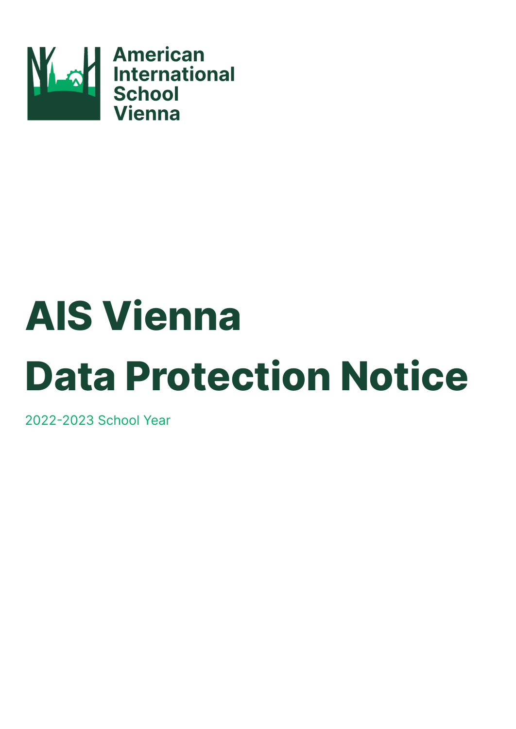American International School Vienna

# AIS Vienna Data Protection Notice

2022-2023 School Year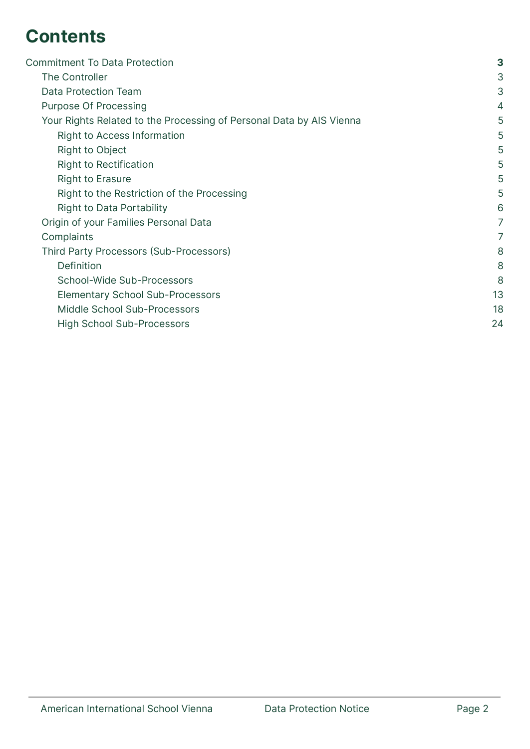# Contents

- Commitment To Data Protection **3**
  - The Controller 3
  - Data Protection Team 3
  - Purpose Of Processing 4
  - Your Rights Related to the Processing of Personal Data by AIS Vienna 5
    - Right to Access Information 5
    - Right to Object 5
    - Right to Rectification 5
    - Right to Erasure 5
    - Right to the Restriction of the Processing 5
    - Right to Data Portability 6
  - Origin of your Families Personal Data 7
  - Complaints 7
  - Third Party Processors (Sub-Processors) 8
    - Definition 8
    - School-Wide Sub-Processors 8
    - Elementary School Sub-Processors 13
    - Middle School Sub-Processors 18
    - High School Sub-Processors 24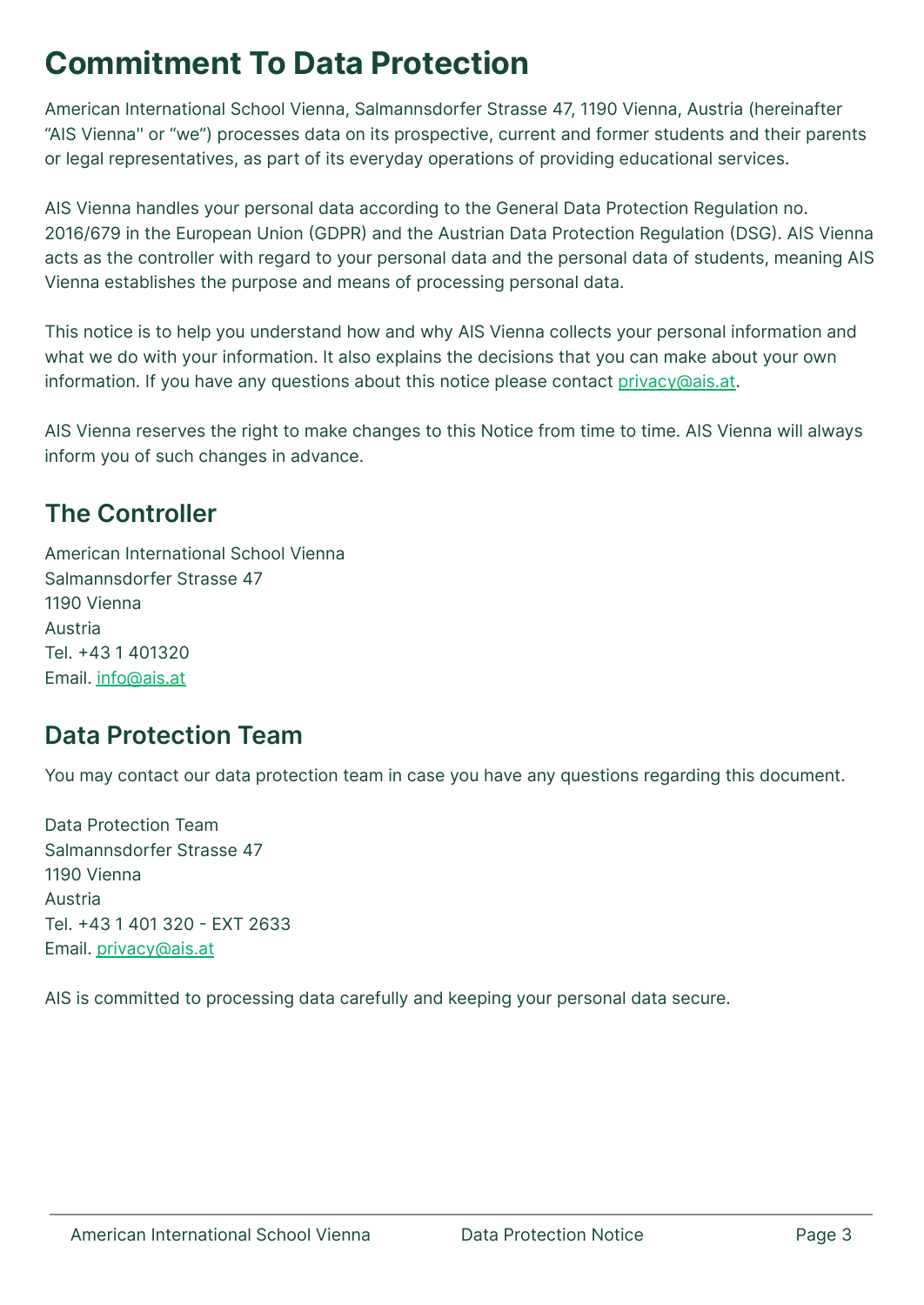# Commitment To Data Protection

American International School Vienna, Salmannsdorfer Strasse 47, 1190 Vienna, Austria (hereinafter “AIS Vienna'' or “we”) processes data on its prospective, current and former students and their parents or legal representatives, as part of its everyday operations of providing educational services.

AIS Vienna handles your personal data according to the General Data Protection Regulation no. 2016/679 in the European Union (GDPR) and the Austrian Data Protection Regulation (DSG). AIS Vienna acts as the controller with regard to your personal data and the personal data of students, meaning AIS Vienna establishes the purpose and means of processing personal data.

This notice is to help you understand how and why AIS Vienna collects your personal information and what we do with your information. It also explains the decisions that you can make about your own information. If you have any questions about this notice please contact privacy@ais.at.

AIS Vienna reserves the right to make changes to this Notice from time to time. AIS Vienna will always inform you of such changes in advance.

## The Controller

American International School Vienna
Salmannsdorfer Strasse 47
1190 Vienna
Austria
Tel. +43 1 401320
Email. info@ais.at

## Data Protection Team

You may contact our data protection team in case you have any questions regarding this document.

Data Protection Team
Salmannsdorfer Strasse 47
1190 Vienna
Austria
Tel. +43 1 401 320 - EXT 2633
Email. privacy@ais.at

AIS is committed to processing data carefully and keeping your personal data secure.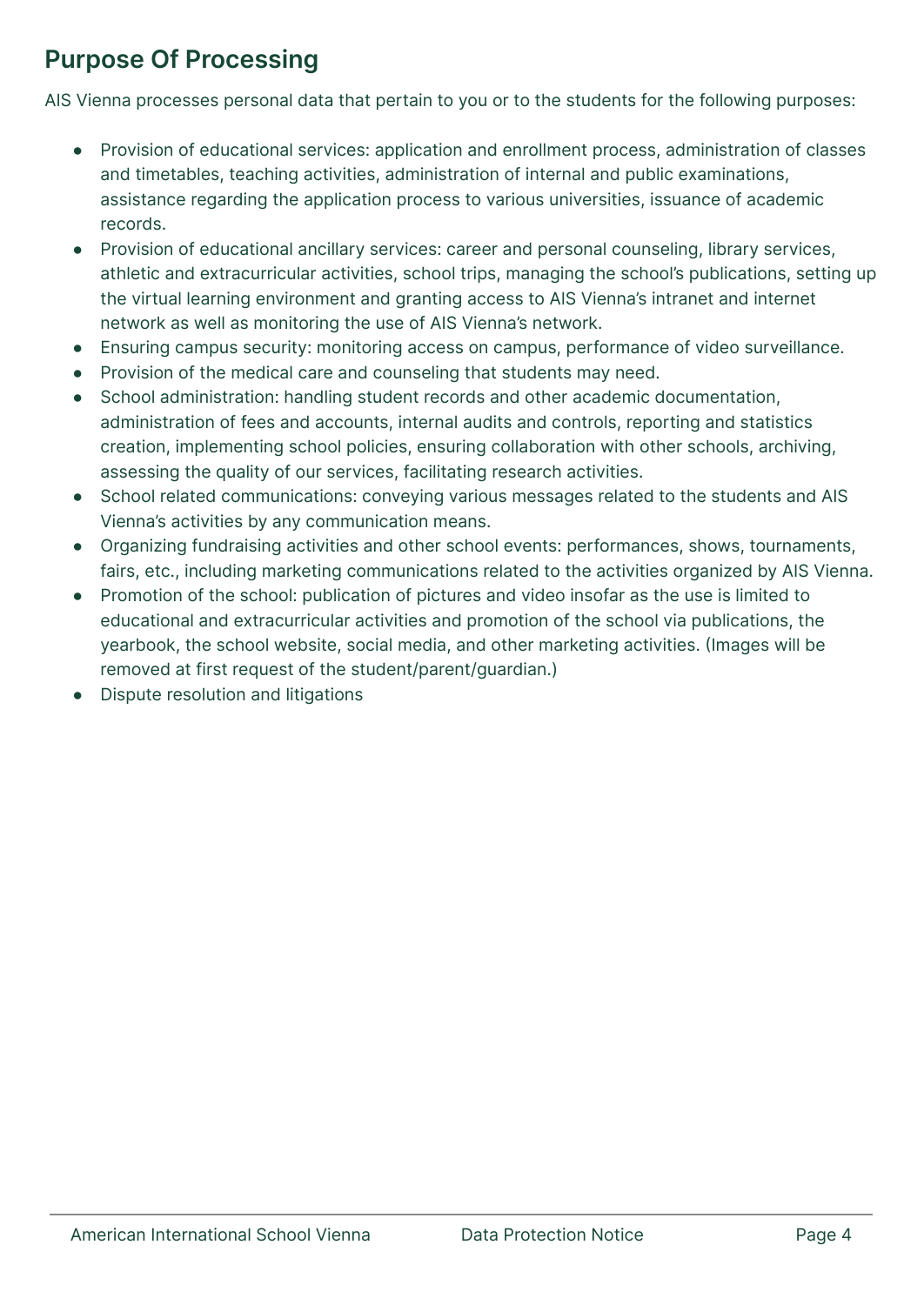## Purpose Of Processing

AIS Vienna processes personal data that pertain to you or to the students for the following purposes:

- Provision of educational services: application and enrollment process, administration of classes and timetables, teaching activities, administration of internal and public examinations, assistance regarding the application process to various universities, issuance of academic records.
- Provision of educational ancillary services: career and personal counseling, library services, athletic and extracurricular activities, school trips, managing the school's publications, setting up the virtual learning environment and granting access to AIS Vienna's intranet and internet network as well as monitoring the use of AIS Vienna's network.
- Ensuring campus security: monitoring access on campus, performance of video surveillance.
- Provision of the medical care and counseling that students may need.
- School administration: handling student records and other academic documentation, administration of fees and accounts, internal audits and controls, reporting and statistics creation, implementing school policies, ensuring collaboration with other schools, archiving, assessing the quality of our services, facilitating research activities.
- School related communications: conveying various messages related to the students and AIS Vienna's activities by any communication means.
- Organizing fundraising activities and other school events: performances, shows, tournaments, fairs, etc., including marketing communications related to the activities organized by AIS Vienna.
- Promotion of the school: publication of pictures and video insofar as the use is limited to educational and extracurricular activities and promotion of the school via publications, the yearbook, the school website, social media, and other marketing activities. (Images will be removed at first request of the student/parent/guardian.)
- Dispute resolution and litigations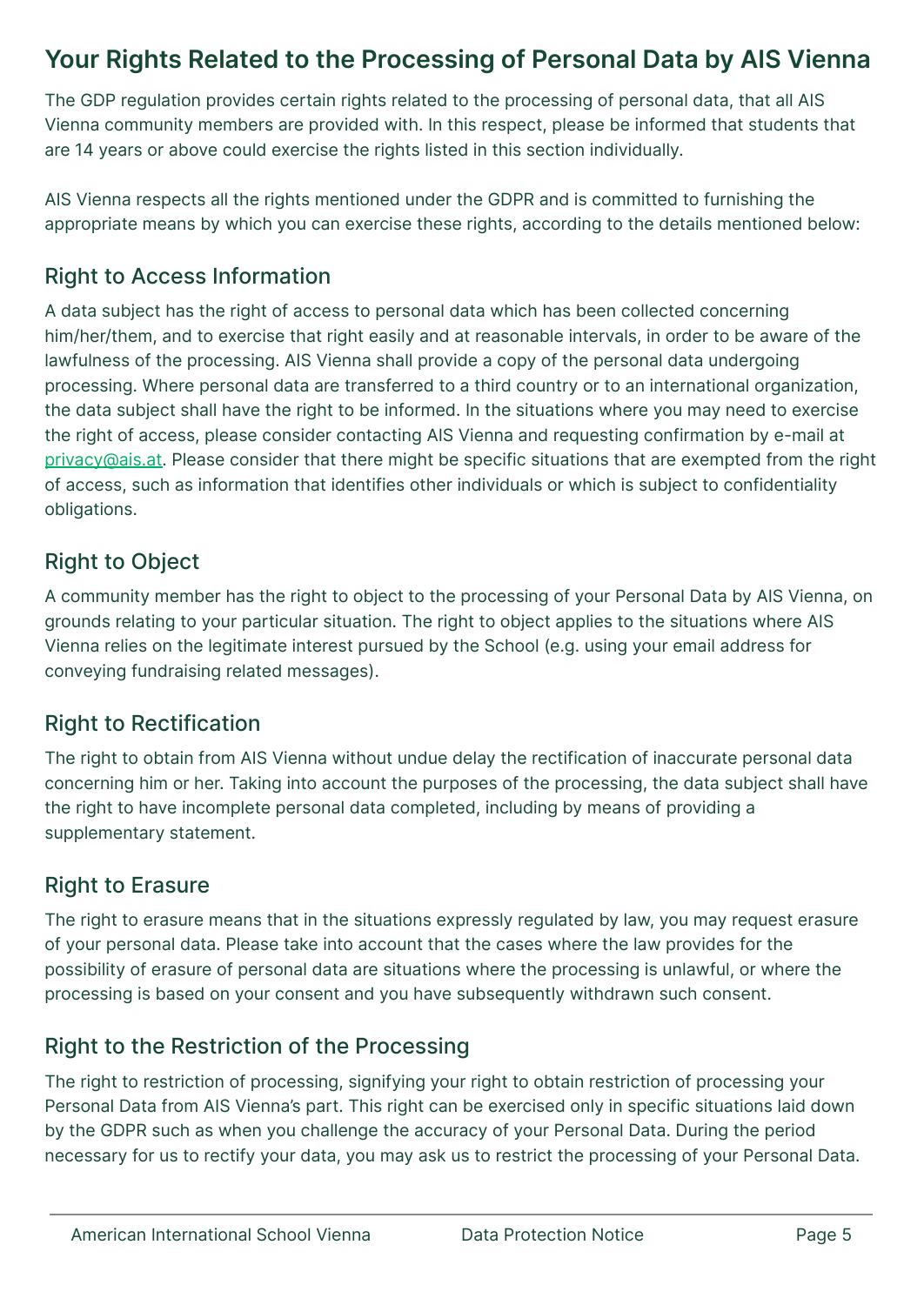## Your Rights Related to the Processing of Personal Data by AIS Vienna

The GDP regulation provides certain rights related to the processing of personal data, that all AIS Vienna community members are provided with. In this respect, please be informed that students that are 14 years or above could exercise the rights listed in this section individually.

AIS Vienna respects all the rights mentioned under the GDPR and is committed to furnishing the appropriate means by which you can exercise these rights, according to the details mentioned below:

### Right to Access Information

A data subject has the right of access to personal data which has been collected concerning him/her/them, and to exercise that right easily and at reasonable intervals, in order to be aware of the lawfulness of the processing. AIS Vienna shall provide a copy of the personal data undergoing processing. Where personal data are transferred to a third country or to an international organization, the data subject shall have the right to be informed. In the situations where you may need to exercise the right of access, please consider contacting AIS Vienna and requesting confirmation by e-mail at privacy@ais.at. Please consider that there might be specific situations that are exempted from the right of access, such as information that identifies other individuals or which is subject to confidentiality obligations.

### Right to Object

A community member has the right to object to the processing of your Personal Data by AIS Vienna, on grounds relating to your particular situation. The right to object applies to the situations where AIS Vienna relies on the legitimate interest pursued by the School (e.g. using your email address for conveying fundraising related messages).

### Right to Rectification

The right to obtain from AIS Vienna without undue delay the rectification of inaccurate personal data concerning him or her. Taking into account the purposes of the processing, the data subject shall have the right to have incomplete personal data completed, including by means of providing a supplementary statement.

### Right to Erasure

The right to erasure means that in the situations expressly regulated by law, you may request erasure of your personal data. Please take into account that the cases where the law provides for the possibility of erasure of personal data are situations where the processing is unlawful, or where the processing is based on your consent and you have subsequently withdrawn such consent.

### Right to the Restriction of the Processing

The right to restriction of processing, signifying your right to obtain restriction of processing your Personal Data from AIS Vienna's part. This right can be exercised only in specific situations laid down by the GDPR such as when you challenge the accuracy of your Personal Data. During the period necessary for us to rectify your data, you may ask us to restrict the processing of your Personal Data.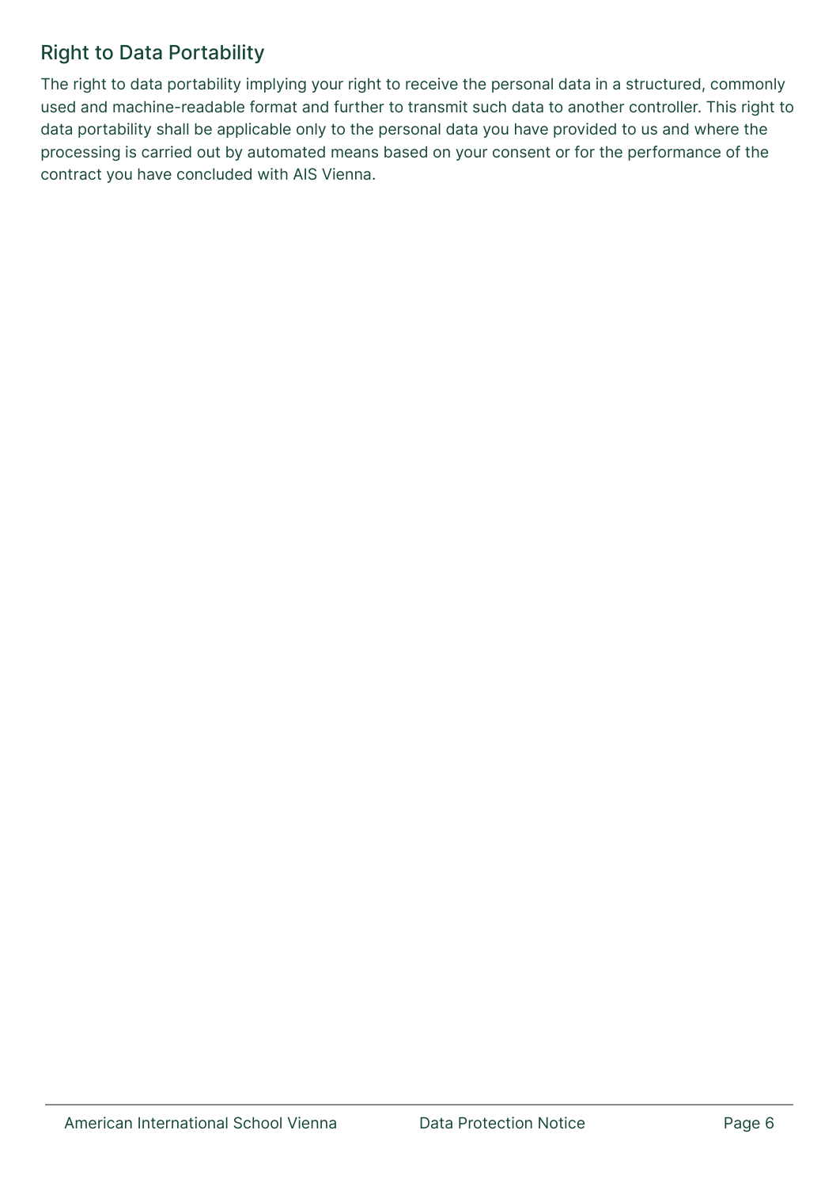## Right to Data Portability

The right to data portability implying your right to receive the personal data in a structured, commonly used and machine-readable format and further to transmit such data to another controller. This right to data portability shall be applicable only to the personal data you have provided to us and where the processing is carried out by automated means based on your consent or for the performance of the contract you have concluded with AIS Vienna.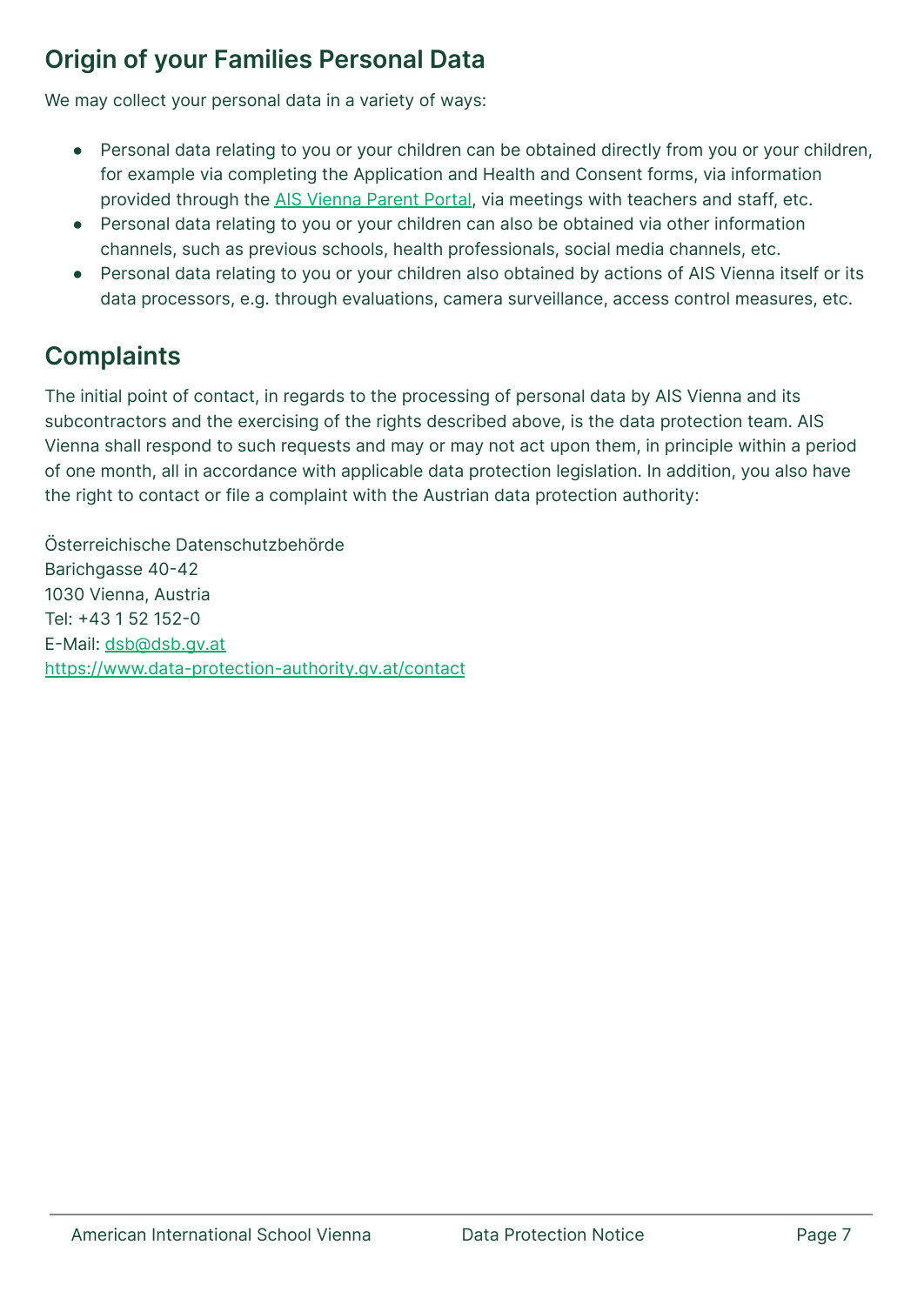## Origin of your Families Personal Data

We may collect your personal data in a variety of ways:

- Personal data relating to you or your children can be obtained directly from you or your children, for example via completing the Application and Health and Consent forms, via information provided through the AIS Vienna Parent Portal, via meetings with teachers and staff, etc.
- Personal data relating to you or your children can also be obtained via other information channels, such as previous schools, health professionals, social media channels, etc.
- Personal data relating to you or your children also obtained by actions of AIS Vienna itself or its data processors, e.g. through evaluations, camera surveillance, access control measures, etc.

## Complaints

The initial point of contact, in regards to the processing of personal data by AIS Vienna and its subcontractors and the exercising of the rights described above, is the data protection team. AIS Vienna shall respond to such requests and may or may not act upon them, in principle within a period of one month, all in accordance with applicable data protection legislation. In addition, you also have the right to contact or file a complaint with the Austrian data protection authority:

Österreichische Datenschutzbehörde
Barichgasse 40-42
1030 Vienna, Austria
Tel: +43 1 52 152-0
E-Mail: dsb@dsb.gv.at
https://www.data-protection-authority.gv.at/contact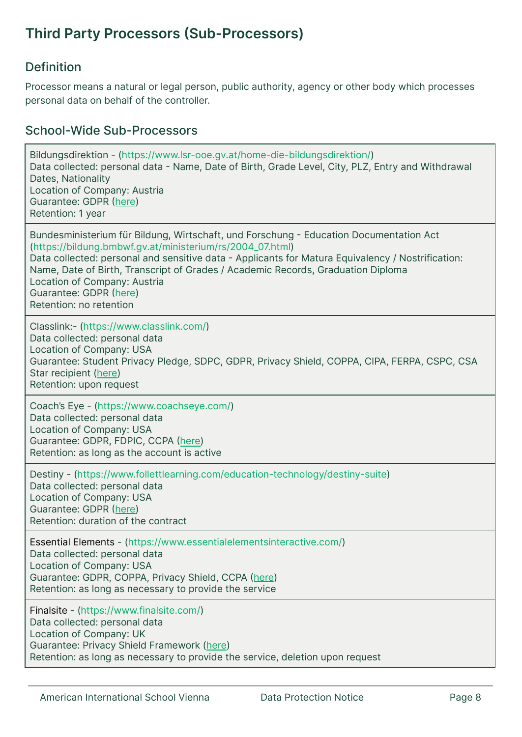# Third Party Processors (Sub-Processors)

## Definition

Processor means a natural or legal person, public authority, agency or other body which processes personal data on behalf of the controller.

## School-Wide Sub-Processors

Bildungsdirektion - (https://www.lsr-ooe.gv.at/home-die-bildungsdirektion/)
Data collected: personal data - Name, Date of Birth, Grade Level, City, PLZ, Entry and Withdrawal Dates, Nationality
Location of Company: Austria
Guarantee: GDPR (here)
Retention: 1 year

Bundesministerium für Bildung, Wirtschaft, und Forschung - Education Documentation Act (https://bildung.bmbwf.gv.at/ministerium/rs/2004_07.html)
Data collected: personal and sensitive data - Applicants for Matura Equivalency / Nostrification: Name, Date of Birth, Transcript of Grades / Academic Records, Graduation Diploma
Location of Company: Austria
Guarantee: GDPR (here)
Retention: no retention

Classlink:- (https://www.classlink.com/)
Data collected: personal data
Location of Company: USA
Guarantee: Student Privacy Pledge, SDPC, GDPR, Privacy Shield, COPPA, CIPA, FERPA, CSPC, CSA Star recipient (here)
Retention: upon request

Coach's Eye - (https://www.coachseye.com/)
Data collected: personal data
Location of Company: USA
Guarantee: GDPR, FDPIC, CCPA (here)
Retention: as long as the account is active

Destiny - (https://www.follettlearning.com/education-technology/destiny-suite)
Data collected: personal data
Location of Company: USA
Guarantee: GDPR (here)
Retention: duration of the contract

Essential Elements - (https://www.essentialelementsinteractive.com/)
Data collected: personal data
Location of Company: USA
Guarantee: GDPR, COPPA, Privacy Shield, CCPA (here)
Retention: as long as necessary to provide the service

Finalsite - (https://www.finalsite.com/)
Data collected: personal data
Location of Company: UK
Guarantee: Privacy Shield Framework (here)
Retention: as long as necessary to provide the service, deletion upon request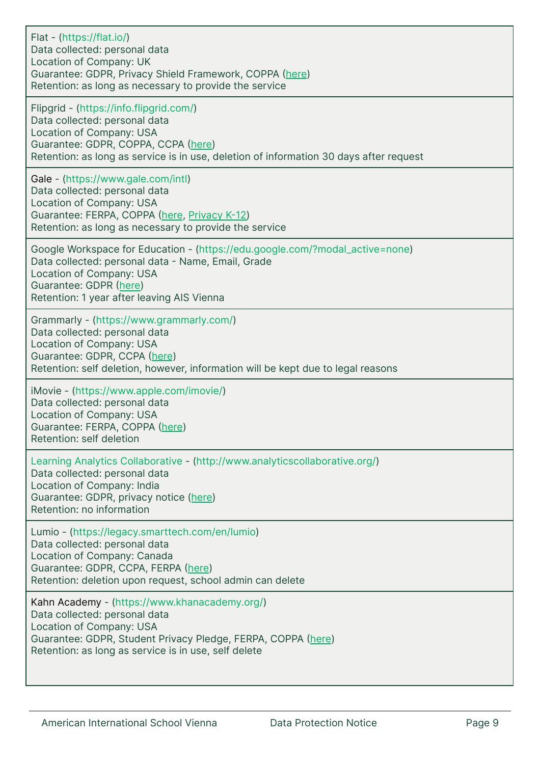Flat - (https://flat.io/)
Data collected: personal data
Location of Company: UK
Guarantee: GDPR, Privacy Shield Framework, COPPA (here)
Retention: as long as necessary to provide the service

---

Flipgrid - (https://info.flipgrid.com/)
Data collected: personal data
Location of Company: USA
Guarantee: GDPR, COPPA, CCPA (here)
Retention: as long as service is in use, deletion of information 30 days after request

---

Gale - (https://www.gale.com/intl)
Data collected: personal data
Location of Company: USA
Guarantee: FERPA, COPPA (here, Privacy K-12)
Retention: as long as necessary to provide the service

---

Google Workspace for Education - (https://edu.google.com/?modal_active=none)
Data collected: personal data - Name, Email, Grade
Location of Company: USA
Guarantee: GDPR (here)
Retention: 1 year after leaving AIS Vienna

---

Grammarly - (https://www.grammarly.com/)
Data collected: personal data
Location of Company: USA
Guarantee: GDPR, CCPA (here)
Retention: self deletion, however, information will be kept due to legal reasons

---

iMovie - (https://www.apple.com/imovie/)
Data collected: personal data
Location of Company: USA
Guarantee: FERPA, COPPA (here)
Retention: self deletion

---

Learning Analytics Collaborative - (http://www.analyticscollaborative.org/)
Data collected: personal data
Location of Company: India
Guarantee: GDPR, privacy notice (here)
Retention: no information

---

Lumio - (https://legacy.smarttech.com/en/lumio)
Data collected: personal data
Location of Company: Canada
Guarantee: GDPR, CCPA, FERPA (here)
Retention: deletion upon request, school admin can delete

---

Kahn Academy - (https://www.khanacademy.org/)
Data collected: personal data
Location of Company: USA
Guarantee: GDPR, Student Privacy Pledge, FERPA, COPPA (here)
Retention: as long as service is in use, self delete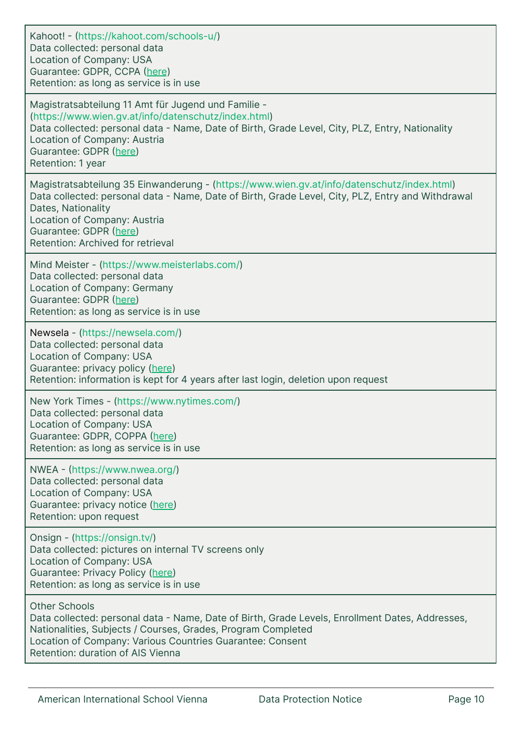| |
|---|
| Kahoot! - (https://kahoot.com/schools-u/)<br>Data collected: personal data<br>Location of Company: USA<br>Guarantee: GDPR, CCPA (here)<br>Retention: as long as service is in use |
| Magistratsabteilung 11 Amt für Jugend und Familie - (https://www.wien.gv.at/info/datenschutz/index.html)<br>Data collected: personal data - Name, Date of Birth, Grade Level, City, PLZ, Entry, Nationality<br>Location of Company: Austria<br>Guarantee: GDPR (here)<br>Retention: 1 year |
| Magistratsabteilung 35 Einwanderung - (https://www.wien.gv.at/info/datenschutz/index.html)<br>Data collected: personal data - Name, Date of Birth, Grade Level, City, PLZ, Entry and Withdrawal Dates, Nationality<br>Location of Company: Austria<br>Guarantee: GDPR (here)<br>Retention: Archived for retrieval |
| Mind Meister - (https://www.meisterlabs.com/)<br>Data collected: personal data<br>Location of Company: Germany<br>Guarantee: GDPR (here)<br>Retention: as long as service is in use |
| Newsela - (https://newsela.com/)<br>Data collected: personal data<br>Location of Company: USA<br>Guarantee: privacy policy (here)<br>Retention: information is kept for 4 years after last login, deletion upon request |
| New York Times - (https://www.nytimes.com/)<br>Data collected: personal data<br>Location of Company: USA<br>Guarantee: GDPR, COPPA (here)<br>Retention: as long as service is in use |
| NWEA - (https://www.nwea.org/)<br>Data collected: personal data<br>Location of Company: USA<br>Guarantee: privacy notice (here)<br>Retention: upon request |
| Onsign - (https://onsign.tv/)<br>Data collected: pictures on internal TV screens only<br>Location of Company: USA<br>Guarantee: Privacy Policy (here)<br>Retention: as long as service is in use |
| Other Schools<br>Data collected: personal data - Name, Date of Birth, Grade Levels, Enrollment Dates, Addresses, Nationalities, Subjects / Courses, Grades, Program Completed<br>Location of Company: Various Countries Guarantee: Consent<br>Retention: duration of AIS Vienna |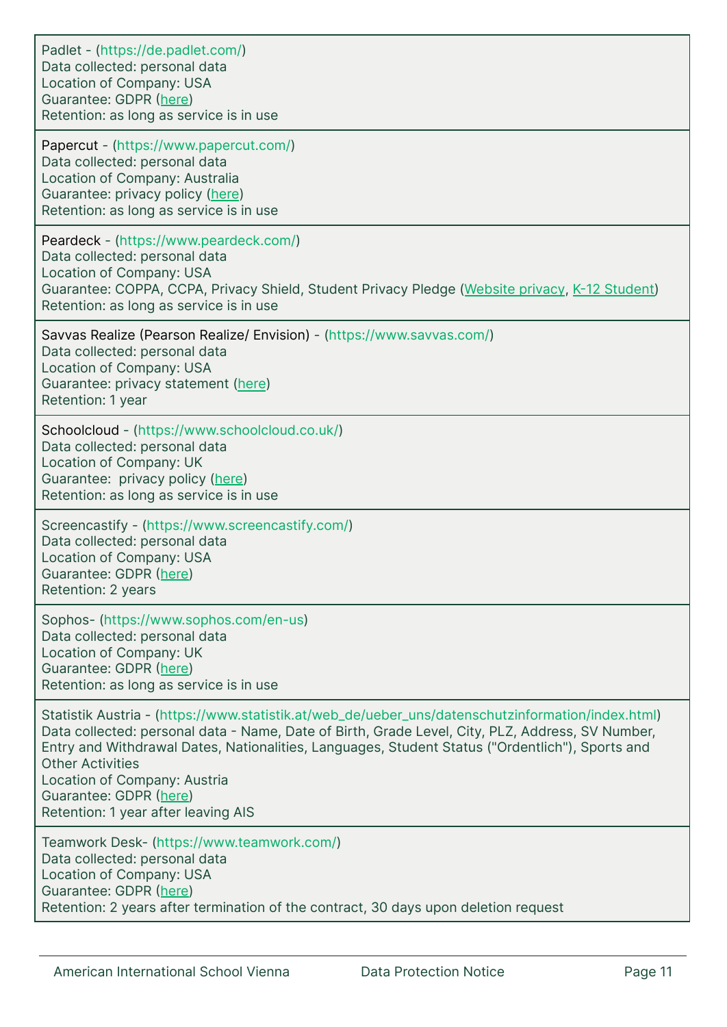Padlet - (https://de.padlet.com/)
Data collected: personal data
Location of Company: USA
Guarantee: GDPR (here)
Retention: as long as service is in use

---

Papercut - (https://www.papercut.com/)
Data collected: personal data
Location of Company: Australia
Guarantee: privacy policy (here)
Retention: as long as service is in use

---

Peardeck - (https://www.peardeck.com/)
Data collected: personal data
Location of Company: USA
Guarantee: COPPA, CCPA, Privacy Shield, Student Privacy Pledge (Website privacy, K-12 Student)
Retention: as long as service is in use

---

Savvas Realize (Pearson Realize/ Envision) - (https://www.savvas.com/)
Data collected: personal data
Location of Company: USA
Guarantee: privacy statement (here)
Retention: 1 year

---

Schoolcloud - (https://www.schoolcloud.co.uk/)
Data collected: personal data
Location of Company: UK
Guarantee: privacy policy (here)
Retention: as long as service is in use

---

Screencastify - (https://www.screencastify.com/)
Data collected: personal data
Location of Company: USA
Guarantee: GDPR (here)
Retention: 2 years

---

Sophos- (https://www.sophos.com/en-us)
Data collected: personal data
Location of Company: UK
Guarantee: GDPR (here)
Retention: as long as service is in use

---

Statistik Austria - (https://www.statistik.at/web_de/ueber_uns/datenschutzinformation/index.html)
Data collected: personal data - Name, Date of Birth, Grade Level, City, PLZ, Address, SV Number, Entry and Withdrawal Dates, Nationalities, Languages, Student Status ("Ordentlich"), Sports and Other Activities
Location of Company: Austria
Guarantee: GDPR (here)
Retention: 1 year after leaving AIS

---

Teamwork Desk- (https://www.teamwork.com/)
Data collected: personal data
Location of Company: USA
Guarantee: GDPR (here)
Retention: 2 years after termination of the contract, 30 days upon deletion request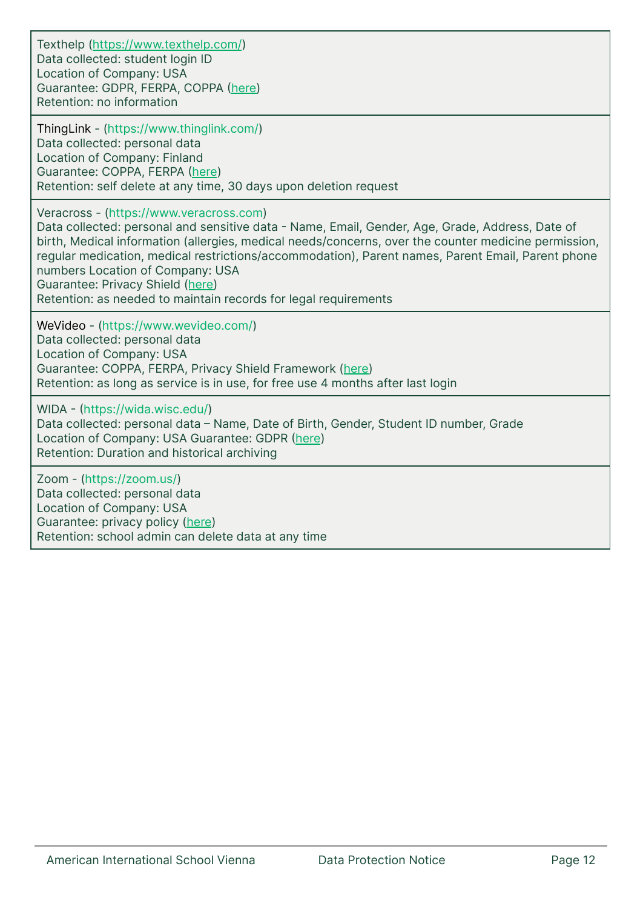Texthelp (https://www.texthelp.com/)
Data collected: student login ID
Location of Company: USA
Guarantee: GDPR, FERPA, COPPA (here)
Retention: no information

ThingLink - (https://www.thinglink.com/)
Data collected: personal data
Location of Company: Finland
Guarantee: COPPA, FERPA (here)
Retention: self delete at any time, 30 days upon deletion request

Veracross - (https://www.veracross.com)
Data collected: personal and sensitive data - Name, Email, Gender, Age, Grade, Address, Date of birth, Medical information (allergies, medical needs/concerns, over the counter medicine permission, regular medication, medical restrictions/accommodation), Parent names, Parent Email, Parent phone numbers Location of Company: USA
Guarantee: Privacy Shield (here)
Retention: as needed to maintain records for legal requirements

WeVideo - (https://www.wevideo.com/)
Data collected: personal data
Location of Company: USA
Guarantee: COPPA, FERPA, Privacy Shield Framework (here)
Retention: as long as service is in use, for free use 4 months after last login

WIDA - (https://wida.wisc.edu/)
Data collected: personal data – Name, Date of Birth, Gender, Student ID number, Grade
Location of Company: USA Guarantee: GDPR (here)
Retention: Duration and historical archiving

Zoom - (https://zoom.us/)
Data collected: personal data
Location of Company: USA
Guarantee: privacy policy (here)
Retention: school admin can delete data at any time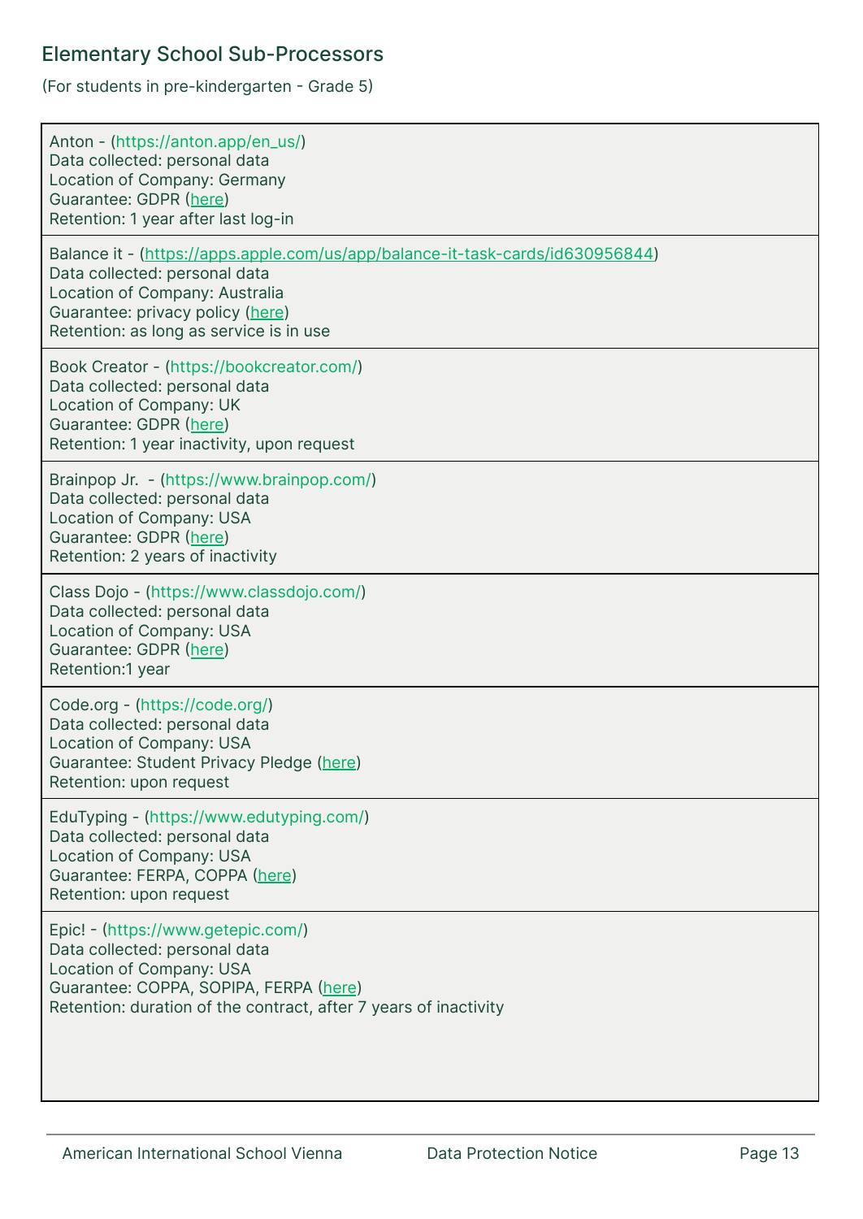## Elementary School Sub-Processors

(For students in pre-kindergarten - Grade 5)

Anton - (https://anton.app/en_us/)
Data collected: personal data
Location of Company: Germany
Guarantee: GDPR (here)
Retention: 1 year after last log-in

Balance it - (https://apps.apple.com/us/app/balance-it-task-cards/id630956844)
Data collected: personal data
Location of Company: Australia
Guarantee: privacy policy (here)
Retention: as long as service is in use

Book Creator - (https://bookcreator.com/)
Data collected: personal data
Location of Company: UK
Guarantee: GDPR (here)
Retention: 1 year inactivity, upon request

Brainpop Jr. - (https://www.brainpop.com/)
Data collected: personal data
Location of Company: USA
Guarantee: GDPR (here)
Retention: 2 years of inactivity

Class Dojo - (https://www.classdojo.com/)
Data collected: personal data
Location of Company: USA
Guarantee: GDPR (here)
Retention:1 year

Code.org - (https://code.org/)
Data collected: personal data
Location of Company: USA
Guarantee: Student Privacy Pledge (here)
Retention: upon request

EduTyping - (https://www.edutyping.com/)
Data collected: personal data
Location of Company: USA
Guarantee: FERPA, COPPA (here)
Retention: upon request

Epic! - (https://www.getepic.com/)
Data collected: personal data
Location of Company: USA
Guarantee: COPPA, SOPIPA, FERPA (here)
Retention: duration of the contract, after 7 years of inactivity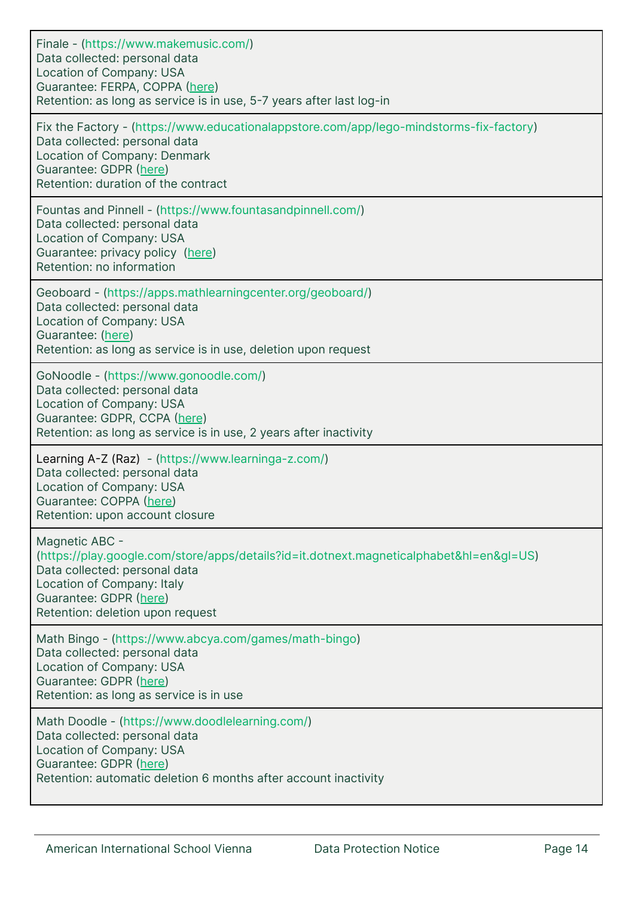| |
|---|
| Finale - (https://www.makemusic.com/)<br>Data collected: personal data<br>Location of Company: USA<br>Guarantee: FERPA, COPPA (here)<br>Retention: as long as service is in use, 5-7 years after last log-in |
| Fix the Factory - (https://www.educationalappstore.com/app/lego-mindstorms-fix-factory)<br>Data collected: personal data<br>Location of Company: Denmark<br>Guarantee: GDPR (here)<br>Retention: duration of the contract |
| Fountas and Pinnell - (https://www.fountasandpinnell.com/)<br>Data collected: personal data<br>Location of Company: USA<br>Guarantee: privacy policy (here)<br>Retention: no information |
| Geoboard - (https://apps.mathlearningcenter.org/geoboard/)<br>Data collected: personal data<br>Location of Company: USA<br>Guarantee: (here)<br>Retention: as long as service is in use, deletion upon request |
| GoNoodle - (https://www.gonoodle.com/)<br>Data collected: personal data<br>Location of Company: USA<br>Guarantee: GDPR, CCPA (here)<br>Retention: as long as service is in use, 2 years after inactivity |
| Learning A-Z (Raz) - (https://www.learninga-z.com/)<br>Data collected: personal data<br>Location of Company: USA<br>Guarantee: COPPA (here)<br>Retention: upon account closure |
| Magnetic ABC - (https://play.google.com/store/apps/details?id=it.dotnext.magneticalphabet&hl=en&gl=US)<br>Data collected: personal data<br>Location of Company: Italy<br>Guarantee: GDPR (here)<br>Retention: deletion upon request |
| Math Bingo - (https://www.abcya.com/games/math-bingo)<br>Data collected: personal data<br>Location of Company: USA<br>Guarantee: GDPR (here)<br>Retention: as long as service is in use |
| Math Doodle - (https://www.doodlelearning.com/)<br>Data collected: personal data<br>Location of Company: USA<br>Guarantee: GDPR (here)<br>Retention: automatic deletion 6 months after account inactivity |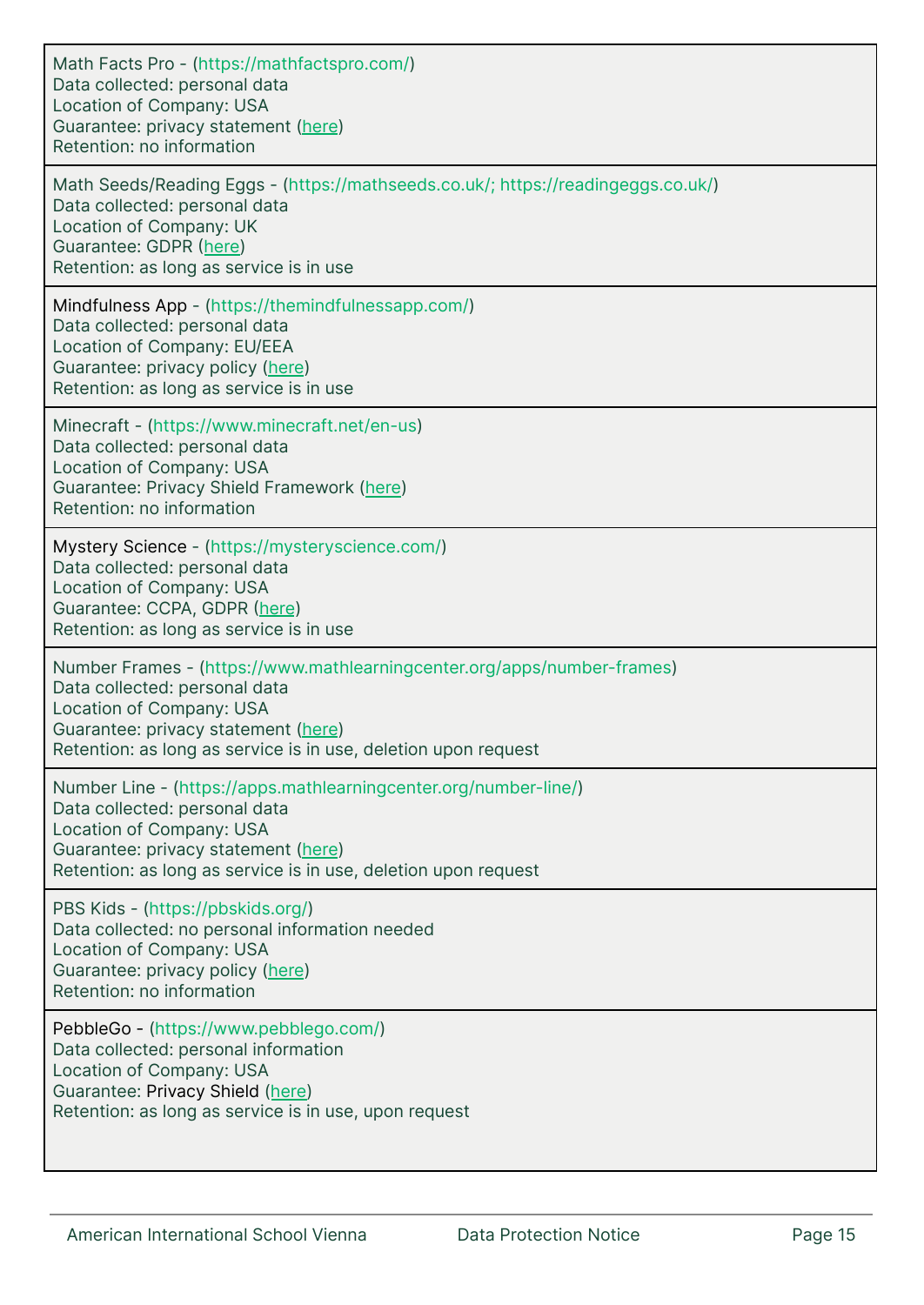Math Facts Pro - (https://mathfactspro.com/)
Data collected: personal data
Location of Company: USA
Guarantee: privacy statement (here)
Retention: no information

---

Math Seeds/Reading Eggs - (https://mathseeds.co.uk/; https://readingeggs.co.uk/)
Data collected: personal data
Location of Company: UK
Guarantee: GDPR (here)
Retention: as long as service is in use

---

Mindfulness App - (https://themindfulnessapp.com/)
Data collected: personal data
Location of Company: EU/EEA
Guarantee: privacy policy (here)
Retention: as long as service is in use

---

Minecraft - (https://www.minecraft.net/en-us)
Data collected: personal data
Location of Company: USA
Guarantee: Privacy Shield Framework (here)
Retention: no information

---

Mystery Science - (https://mysteryscience.com/)
Data collected: personal data
Location of Company: USA
Guarantee: CCPA, GDPR (here)
Retention: as long as service is in use

---

Number Frames - (https://www.mathlearningcenter.org/apps/number-frames)
Data collected: personal data
Location of Company: USA
Guarantee: privacy statement (here)
Retention: as long as service is in use, deletion upon request

---

Number Line - (https://apps.mathlearningcenter.org/number-line/)
Data collected: personal data
Location of Company: USA
Guarantee: privacy statement (here)
Retention: as long as service is in use, deletion upon request

---

PBS Kids - (https://pbskids.org/)
Data collected: no personal information needed
Location of Company: USA
Guarantee: privacy policy (here)
Retention: no information

---

PebbleGo - (https://www.pebblego.com/)
Data collected: personal information
Location of Company: USA
Guarantee: Privacy Shield (here)
Retention: as long as service is in use, upon request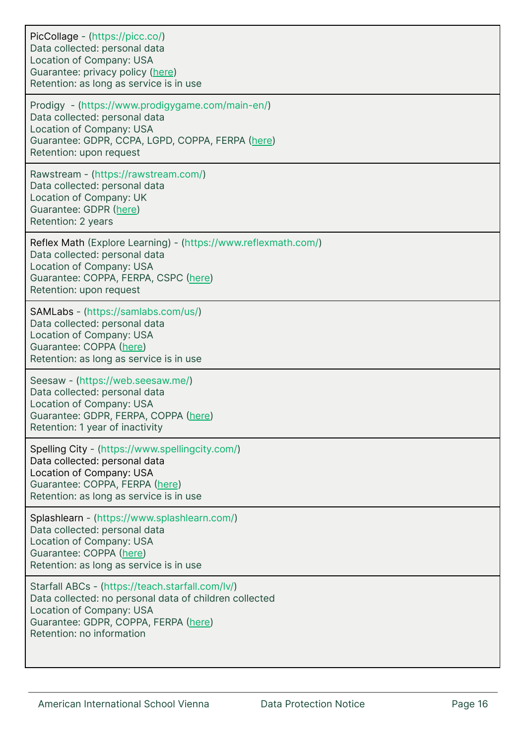PicCollage - (https://picc.co/)
Data collected: personal data
Location of Company: USA
Guarantee: privacy policy (here)
Retention: as long as service is in use

---

Prodigy - (https://www.prodigygame.com/main-en/)
Data collected: personal data
Location of Company: USA
Guarantee: GDPR, CCPA, LGPD, COPPA, FERPA (here)
Retention: upon request

---

Rawstream - (https://rawstream.com/)
Data collected: personal data
Location of Company: UK
Guarantee: GDPR (here)
Retention: 2 years

---

Reflex Math (Explore Learning) - (https://www.reflexmath.com/)
Data collected: personal data
Location of Company: USA
Guarantee: COPPA, FERPA, CSPC (here)
Retention: upon request

---

SAMLabs - (https://samlabs.com/us/)
Data collected: personal data
Location of Company: USA
Guarantee: COPPA (here)
Retention: as long as service is in use

---

Seesaw - (https://web.seesaw.me/)
Data collected: personal data
Location of Company: USA
Guarantee: GDPR, FERPA, COPPA (here)
Retention: 1 year of inactivity

---

Spelling City - (https://www.spellingcity.com/)
Data collected: personal data
Location of Company: USA
Guarantee: COPPA, FERPA (here)
Retention: as long as service is in use

---

Splashlearn - (https://www.splashlearn.com/)
Data collected: personal data
Location of Company: USA
Guarantee: COPPA (here)
Retention: as long as service is in use

---

Starfall ABCs - (https://teach.starfall.com/lv/)
Data collected: no personal data of children collected
Location of Company: USA
Guarantee: GDPR, COPPA, FERPA (here)
Retention: no information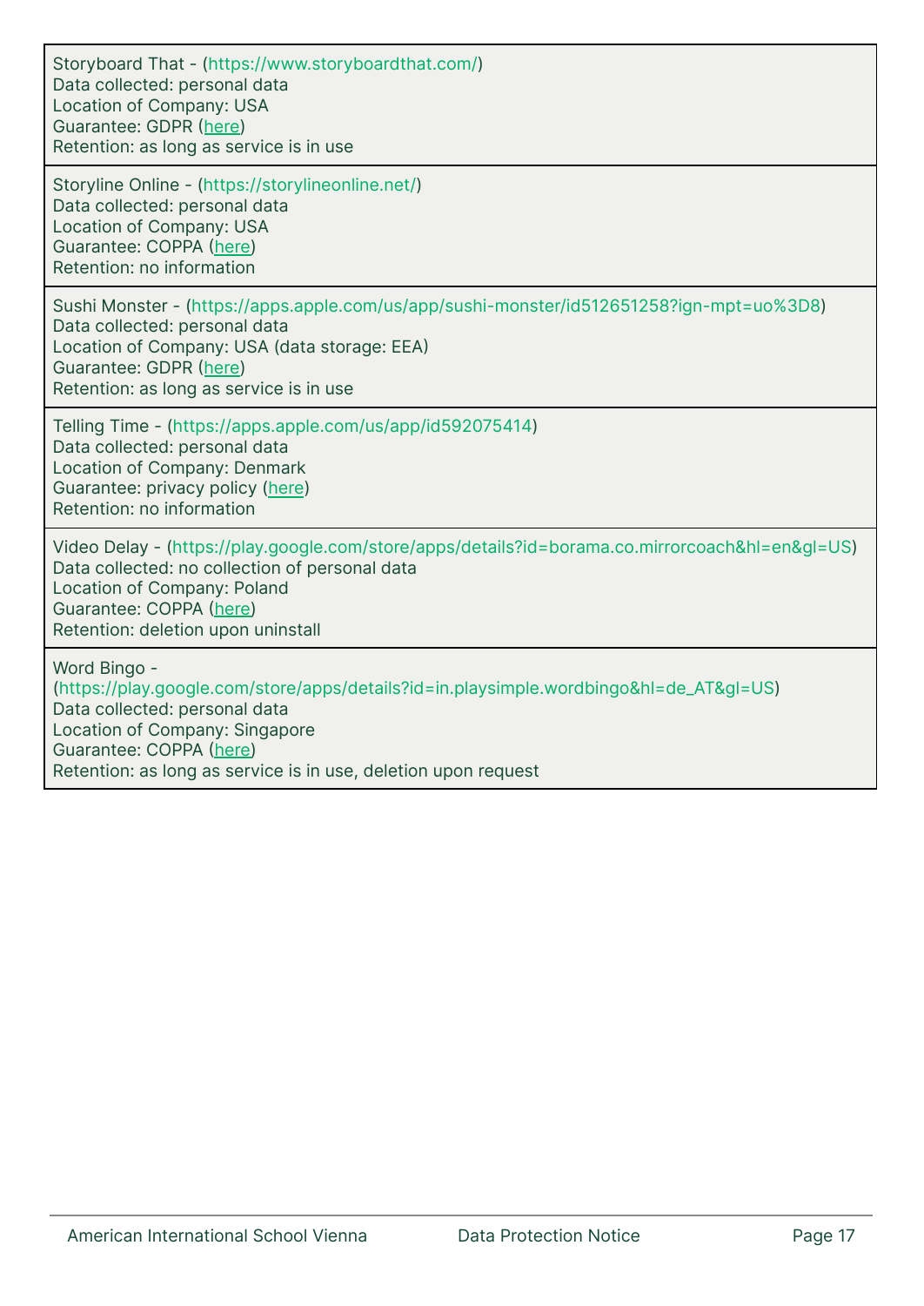| |
|---|
| Storyboard That - (https://www.storyboardthat.com/)<br>Data collected: personal data<br>Location of Company: USA<br>Guarantee: GDPR (here)<br>Retention: as long as service is in use |
| Storyline Online - (https://storylineonline.net/)<br>Data collected: personal data<br>Location of Company: USA<br>Guarantee: COPPA (here)<br>Retention: no information |
| Sushi Monster - (https://apps.apple.com/us/app/sushi-monster/id512651258?ign-mpt=uo%3D8)<br>Data collected: personal data<br>Location of Company: USA (data storage: EEA)<br>Guarantee: GDPR (here)<br>Retention: as long as service is in use |
| Telling Time - (https://apps.apple.com/us/app/id592075414)<br>Data collected: personal data<br>Location of Company: Denmark<br>Guarantee: privacy policy (here)<br>Retention: no information |
| Video Delay - (https://play.google.com/store/apps/details?id=borama.co.mirrorcoach&hl=en&gl=US)<br>Data collected: no collection of personal data<br>Location of Company: Poland<br>Guarantee: COPPA (here)<br>Retention: deletion upon uninstall |
| Word Bingo - (https://play.google.com/store/apps/details?id=in.playsimple.wordbingo&hl=de_AT&gl=US)<br>Data collected: personal data<br>Location of Company: Singapore<br>Guarantee: COPPA (here)<br>Retention: as long as service is in use, deletion upon request |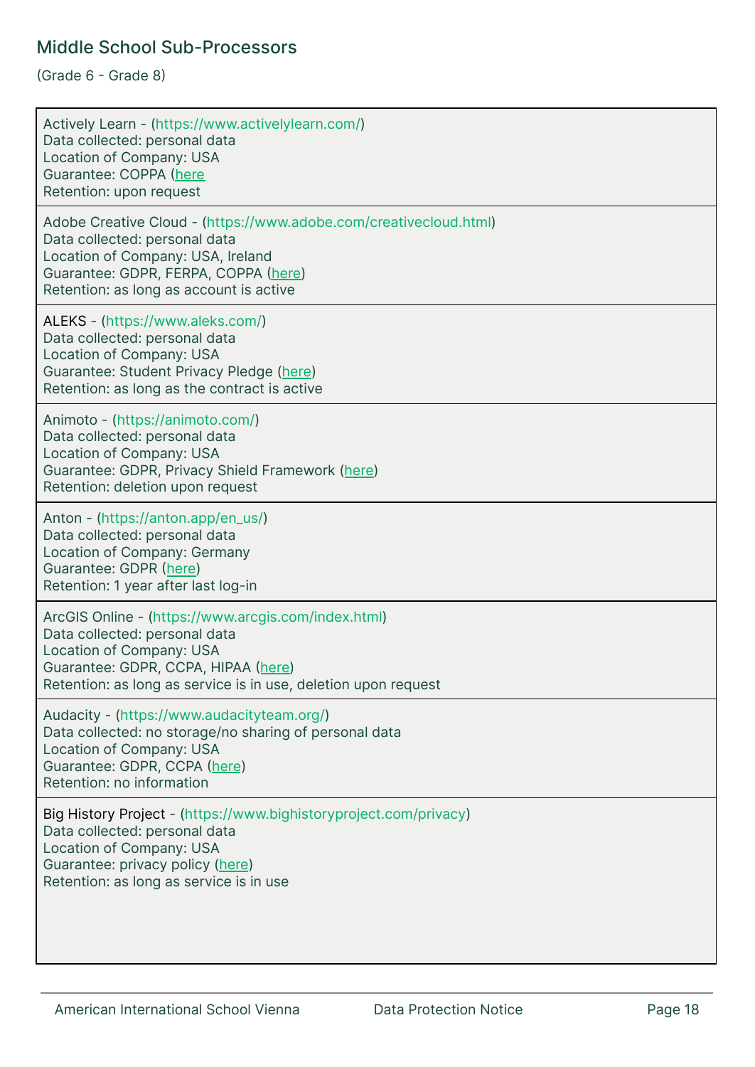## Middle School Sub-Processors

(Grade 6 - Grade 8)

Actively Learn - (https://www.activelylearn.com/)
Data collected: personal data
Location of Company: USA
Guarantee: COPPA (here
Retention: upon request

Adobe Creative Cloud - (https://www.adobe.com/creativecloud.html)
Data collected: personal data
Location of Company: USA, Ireland
Guarantee: GDPR, FERPA, COPPA (here)
Retention: as long as account is active

ALEKS - (https://www.aleks.com/)
Data collected: personal data
Location of Company: USA
Guarantee: Student Privacy Pledge (here)
Retention: as long as the contract is active

Animoto - (https://animoto.com/)
Data collected: personal data
Location of Company: USA
Guarantee: GDPR, Privacy Shield Framework (here)
Retention: deletion upon request

Anton - (https://anton.app/en_us/)
Data collected: personal data
Location of Company: Germany
Guarantee: GDPR (here)
Retention: 1 year after last log-in

ArcGIS Online - (https://www.arcgis.com/index.html)
Data collected: personal data
Location of Company: USA
Guarantee: GDPR, CCPA, HIPAA (here)
Retention: as long as service is in use, deletion upon request

Audacity - (https://www.audacityteam.org/)
Data collected: no storage/no sharing of personal data
Location of Company: USA
Guarantee: GDPR, CCPA (here)
Retention: no information

Big History Project - (https://www.bighistoryproject.com/privacy)
Data collected: personal data
Location of Company: USA
Guarantee: privacy policy (here)
Retention: as long as service is in use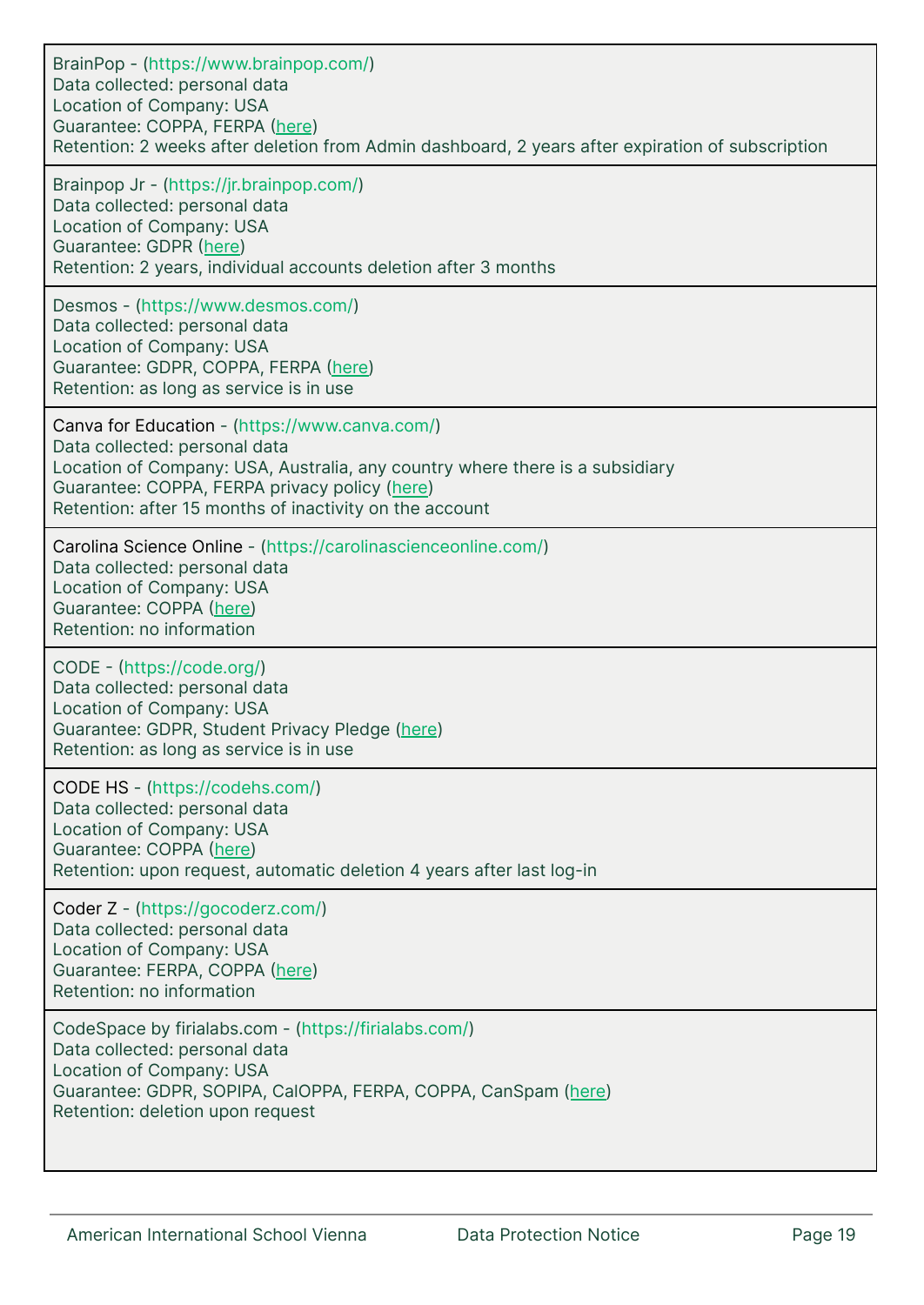BrainPop - (https://www.brainpop.com/)
Data collected: personal data
Location of Company: USA
Guarantee: COPPA, FERPA (here)
Retention: 2 weeks after deletion from Admin dashboard, 2 years after expiration of subscription

---

Brainpop Jr - (https://jr.brainpop.com/)
Data collected: personal data
Location of Company: USA
Guarantee: GDPR (here)
Retention: 2 years, individual accounts deletion after 3 months

---

Desmos - (https://www.desmos.com/)
Data collected: personal data
Location of Company: USA
Guarantee: GDPR, COPPA, FERPA (here)
Retention: as long as service is in use

---

Canva for Education - (https://www.canva.com/)
Data collected: personal data
Location of Company: USA, Australia, any country where there is a subsidiary
Guarantee: COPPA, FERPA privacy policy (here)
Retention: after 15 months of inactivity on the account

---

Carolina Science Online - (https://carolinascienceonline.com/)
Data collected: personal data
Location of Company: USA
Guarantee: COPPA (here)
Retention: no information

---

CODE - (https://code.org/)
Data collected: personal data
Location of Company: USA
Guarantee: GDPR, Student Privacy Pledge (here)
Retention: as long as service is in use

---

CODE HS - (https://codehs.com/)
Data collected: personal data
Location of Company: USA
Guarantee: COPPA (here)
Retention: upon request, automatic deletion 4 years after last log-in

---

Coder Z - (https://gocoderz.com/)
Data collected: personal data
Location of Company: USA
Guarantee: FERPA, COPPA (here)
Retention: no information

---

CodeSpace by firialabs.com - (https://firialabs.com/)
Data collected: personal data
Location of Company: USA
Guarantee: GDPR, SOPIPA, CalOPPA, FERPA, COPPA, CanSpam (here)
Retention: deletion upon request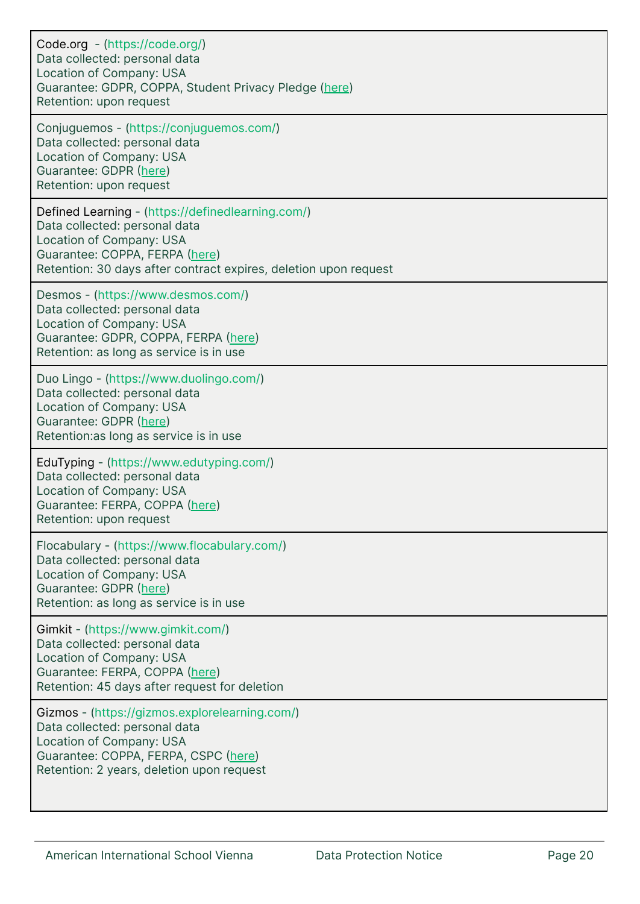Code.org - (https://code.org/)
Data collected: personal data
Location of Company: USA
Guarantee: GDPR, COPPA, Student Privacy Pledge (here)
Retention: upon request

---

Conjuguemos - (https://conjuguemos.com/)
Data collected: personal data
Location of Company: USA
Guarantee: GDPR (here)
Retention: upon request

---

Defined Learning - (https://definedlearning.com/)
Data collected: personal data
Location of Company: USA
Guarantee: COPPA, FERPA (here)
Retention: 30 days after contract expires, deletion upon request

---

Desmos - (https://www.desmos.com/)
Data collected: personal data
Location of Company: USA
Guarantee: GDPR, COPPA, FERPA (here)
Retention: as long as service is in use

---

Duo Lingo - (https://www.duolingo.com/)
Data collected: personal data
Location of Company: USA
Guarantee: GDPR (here)
Retention:as long as service is in use

---

EduTyping - (https://www.edutyping.com/)
Data collected: personal data
Location of Company: USA
Guarantee: FERPA, COPPA (here)
Retention: upon request

---

Flocabulary - (https://www.flocabulary.com/)
Data collected: personal data
Location of Company: USA
Guarantee: GDPR (here)
Retention: as long as service is in use

---

Gimkit - (https://www.gimkit.com/)
Data collected: personal data
Location of Company: USA
Guarantee: FERPA, COPPA (here)
Retention: 45 days after request for deletion

---

Gizmos - (https://gizmos.explorelearning.com/)
Data collected: personal data
Location of Company: USA
Guarantee: COPPA, FERPA, CSPC (here)
Retention: 2 years, deletion upon request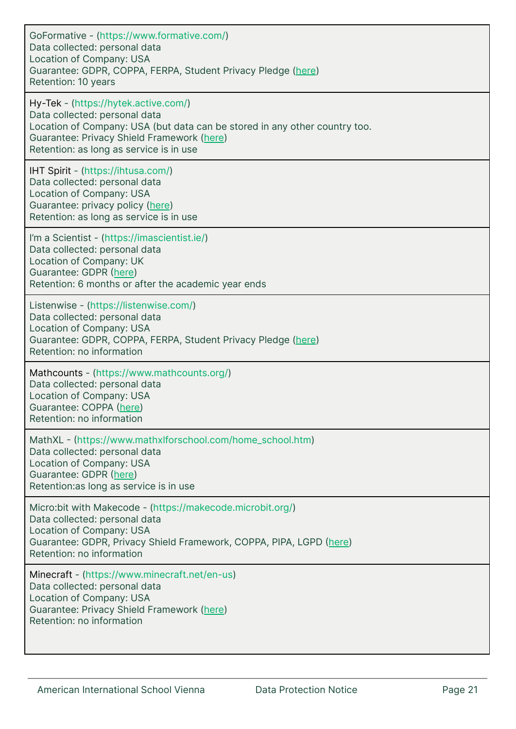GoFormative - (https://www.formative.com/)
Data collected: personal data
Location of Company: USA
Guarantee: GDPR, COPPA, FERPA, Student Privacy Pledge (here)
Retention: 10 years

---

Hy-Tek - (https://hytek.active.com/)
Data collected: personal data
Location of Company: USA (but data can be stored in any other country too.
Guarantee: Privacy Shield Framework (here)
Retention: as long as service is in use

---

IHT Spirit - (https://ihtusa.com/)
Data collected: personal data
Location of Company: USA
Guarantee: privacy policy (here)
Retention: as long as service is in use

---

I'm a Scientist - (https://imascientist.ie/)
Data collected: personal data
Location of Company: UK
Guarantee: GDPR (here)
Retention: 6 months or after the academic year ends

---

Listenwise - (https://listenwise.com/)
Data collected: personal data
Location of Company: USA
Guarantee: GDPR, COPPA, FERPA, Student Privacy Pledge (here)
Retention: no information

---

Mathcounts - (https://www.mathcounts.org/)
Data collected: personal data
Location of Company: USA
Guarantee: COPPA (here)
Retention: no information

---

MathXL - (https://www.mathxlforschool.com/home_school.htm)
Data collected: personal data
Location of Company: USA
Guarantee: GDPR (here)
Retention:as long as service is in use

---

Micro:bit with Makecode - (https://makecode.microbit.org/)
Data collected: personal data
Location of Company: USA
Guarantee: GDPR, Privacy Shield Framework, COPPA, PIPA, LGPD (here)
Retention: no information

---

Minecraft - (https://www.minecraft.net/en-us)
Data collected: personal data
Location of Company: USA
Guarantee: Privacy Shield Framework (here)
Retention: no information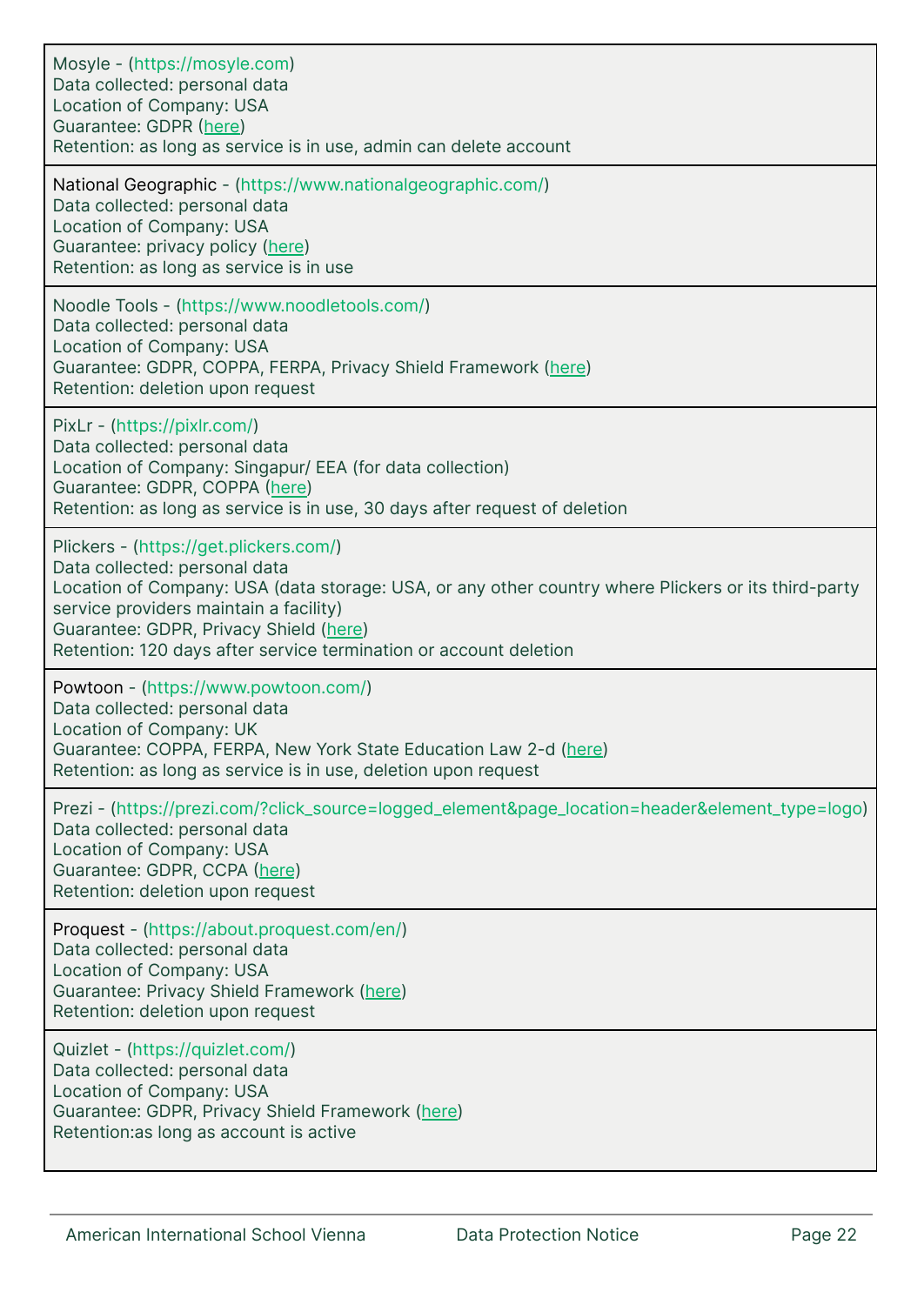| |
|---|
| Mosyle - (https://mosyle.com)<br>Data collected: personal data<br>Location of Company: USA<br>Guarantee: GDPR (here)<br>Retention: as long as service is in use, admin can delete account |
| National Geographic - (https://www.nationalgeographic.com/)<br>Data collected: personal data<br>Location of Company: USA<br>Guarantee: privacy policy (here)<br>Retention: as long as service is in use |
| Noodle Tools - (https://www.noodletools.com/)<br>Data collected: personal data<br>Location of Company: USA<br>Guarantee: GDPR, COPPA, FERPA, Privacy Shield Framework (here)<br>Retention: deletion upon request |
| PixLr - (https://pixlr.com/)<br>Data collected: personal data<br>Location of Company: Singapur/ EEA (for data collection)<br>Guarantee: GDPR, COPPA (here)<br>Retention: as long as service is in use, 30 days after request of deletion |
| Plickers - (https://get.plickers.com/)<br>Data collected: personal data<br>Location of Company: USA (data storage: USA, or any other country where Plickers or its third-party service providers maintain a facility)<br>Guarantee: GDPR, Privacy Shield (here)<br>Retention: 120 days after service termination or account deletion |
| Powtoon - (https://www.powtoon.com/)<br>Data collected: personal data<br>Location of Company: UK<br>Guarantee: COPPA, FERPA, New York State Education Law 2-d (here)<br>Retention: as long as service is in use, deletion upon request |
| Prezi - (https://prezi.com/?click_source=logged_element&page_location=header&element_type=logo)<br>Data collected: personal data<br>Location of Company: USA<br>Guarantee: GDPR, CCPA (here)<br>Retention: deletion upon request |
| Proquest - (https://about.proquest.com/en/)<br>Data collected: personal data<br>Location of Company: USA<br>Guarantee: Privacy Shield Framework (here)<br>Retention: deletion upon request |
| Quizlet - (https://quizlet.com/)<br>Data collected: personal data<br>Location of Company: USA<br>Guarantee: GDPR, Privacy Shield Framework (here)<br>Retention:as long as account is active |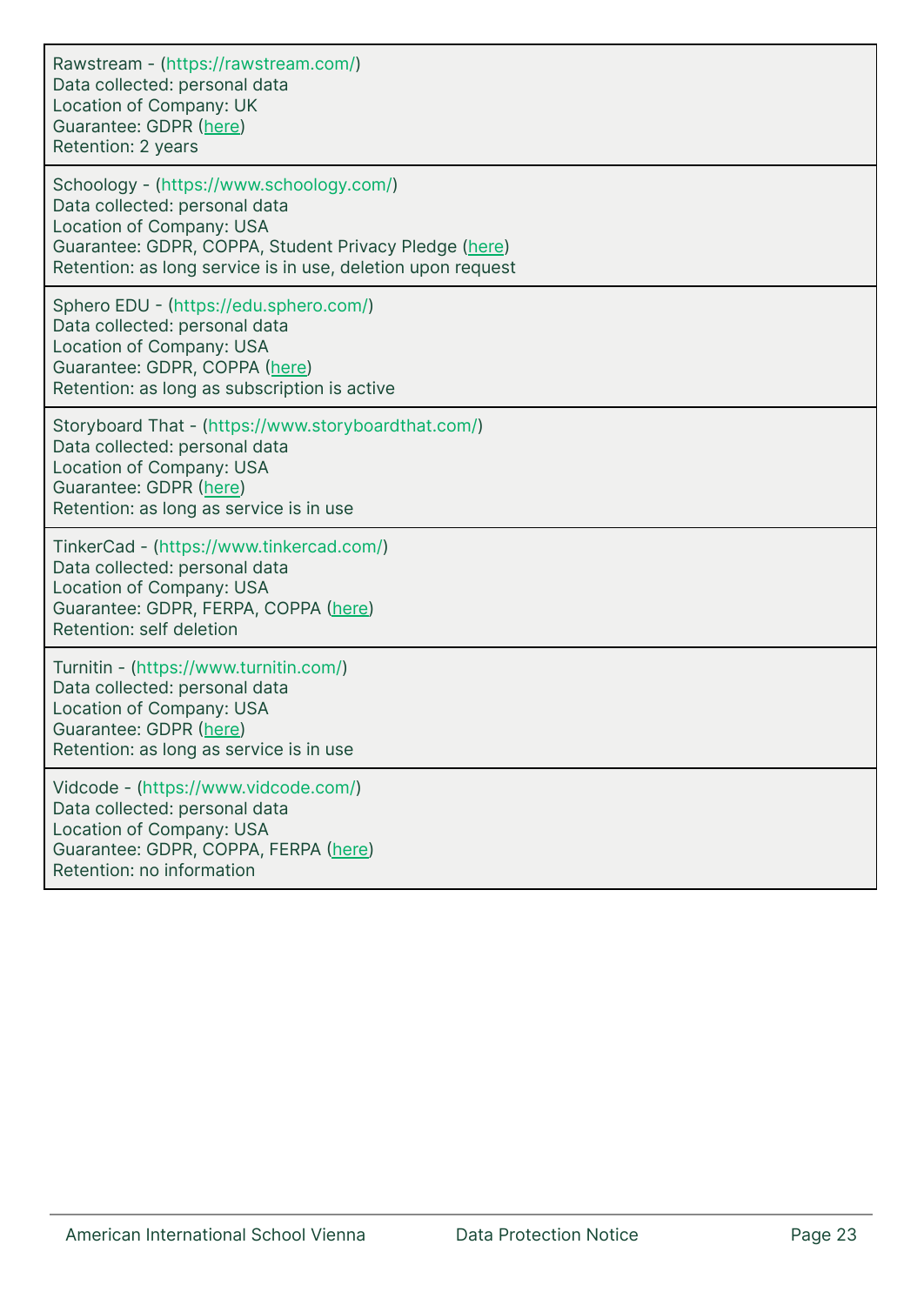| |
|---|
| Rawstream - (https://rawstream.com/)<br>Data collected: personal data<br>Location of Company: UK<br>Guarantee: GDPR (here)<br>Retention: 2 years |
| Schoology - (https://www.schoology.com/)<br>Data collected: personal data<br>Location of Company: USA<br>Guarantee: GDPR, COPPA, Student Privacy Pledge (here)<br>Retention: as long service is in use, deletion upon request |
| Sphero EDU - (https://edu.sphero.com/)<br>Data collected: personal data<br>Location of Company: USA<br>Guarantee: GDPR, COPPA (here)<br>Retention: as long as subscription is active |
| Storyboard That - (https://www.storyboardthat.com/)<br>Data collected: personal data<br>Location of Company: USA<br>Guarantee: GDPR (here)<br>Retention: as long as service is in use |
| TinkerCad - (https://www.tinkercad.com/)<br>Data collected: personal data<br>Location of Company: USA<br>Guarantee: GDPR, FERPA, COPPA (here)<br>Retention: self deletion |
| Turnitin - (https://www.turnitin.com/)<br>Data collected: personal data<br>Location of Company: USA<br>Guarantee: GDPR (here)<br>Retention: as long as service is in use |
| Vidcode - (https://www.vidcode.com/)<br>Data collected: personal data<br>Location of Company: USA<br>Guarantee: GDPR, COPPA, FERPA (here)<br>Retention: no information |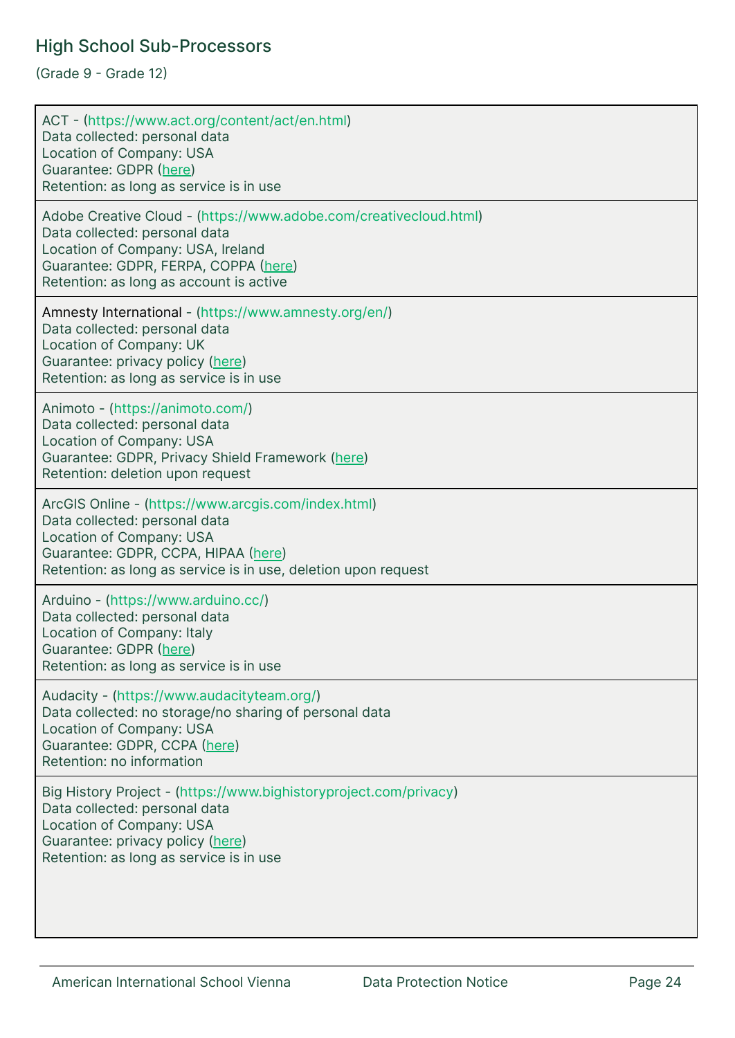## High School Sub-Processors

(Grade 9 - Grade 12)

ACT - (https://www.act.org/content/act/en.html)
Data collected: personal data
Location of Company: USA
Guarantee: GDPR (here)
Retention: as long as service is in use

Adobe Creative Cloud - (https://www.adobe.com/creativecloud.html)
Data collected: personal data
Location of Company: USA, Ireland
Guarantee: GDPR, FERPA, COPPA (here)
Retention: as long as account is active

Amnesty International - (https://www.amnesty.org/en/)
Data collected: personal data
Location of Company: UK
Guarantee: privacy policy (here)
Retention: as long as service is in use

Animoto - (https://animoto.com/)
Data collected: personal data
Location of Company: USA
Guarantee: GDPR, Privacy Shield Framework (here)
Retention: deletion upon request

ArcGIS Online - (https://www.arcgis.com/index.html)
Data collected: personal data
Location of Company: USA
Guarantee: GDPR, CCPA, HIPAA (here)
Retention: as long as service is in use, deletion upon request

Arduino - (https://www.arduino.cc/)
Data collected: personal data
Location of Company: Italy
Guarantee: GDPR (here)
Retention: as long as service is in use

Audacity - (https://www.audacityteam.org/)
Data collected: no storage/no sharing of personal data
Location of Company: USA
Guarantee: GDPR, CCPA (here)
Retention: no information

Big History Project - (https://www.bighistoryproject.com/privacy)
Data collected: personal data
Location of Company: USA
Guarantee: privacy policy (here)
Retention: as long as service is in use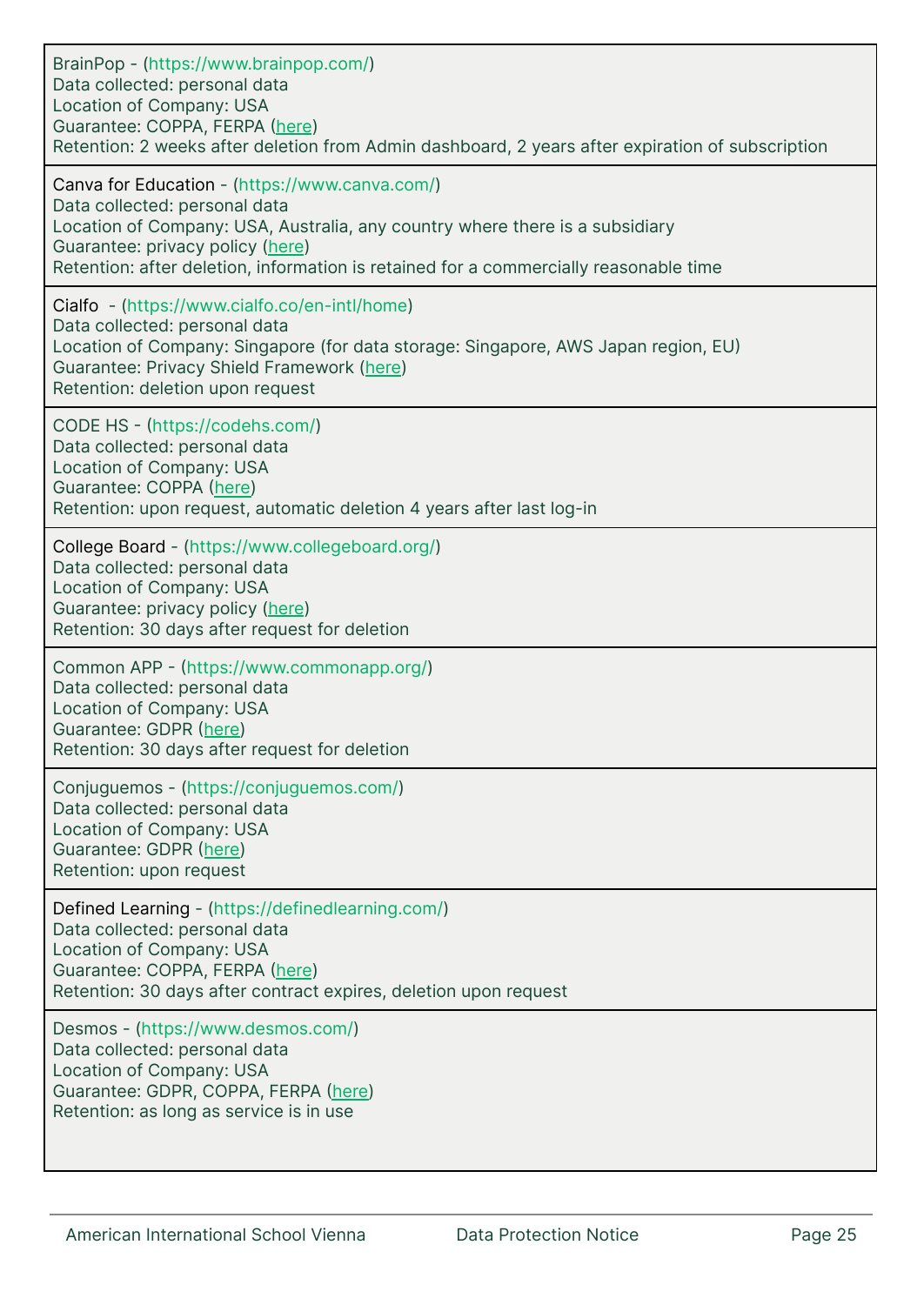BrainPop - (https://www.brainpop.com/)
Data collected: personal data
Location of Company: USA
Guarantee: COPPA, FERPA (here)
Retention: 2 weeks after deletion from Admin dashboard, 2 years after expiration of subscription

---

Canva for Education - (https://www.canva.com/)
Data collected: personal data
Location of Company: USA, Australia, any country where there is a subsidiary
Guarantee: privacy policy (here)
Retention: after deletion, information is retained for a commercially reasonable time

---

Cialfo - (https://www.cialfo.co/en-intl/home)
Data collected: personal data
Location of Company: Singapore (for data storage: Singapore, AWS Japan region, EU)
Guarantee: Privacy Shield Framework (here)
Retention: deletion upon request

---

CODE HS - (https://codehs.com/)
Data collected: personal data
Location of Company: USA
Guarantee: COPPA (here)
Retention: upon request, automatic deletion 4 years after last log-in

---

College Board - (https://www.collegeboard.org/)
Data collected: personal data
Location of Company: USA
Guarantee: privacy policy (here)
Retention: 30 days after request for deletion

---

Common APP - (https://www.commonapp.org/)
Data collected: personal data
Location of Company: USA
Guarantee: GDPR (here)
Retention: 30 days after request for deletion

---

Conjuguemos - (https://conjuguemos.com/)
Data collected: personal data
Location of Company: USA
Guarantee: GDPR (here)
Retention: upon request

---

Defined Learning - (https://definedlearning.com/)
Data collected: personal data
Location of Company: USA
Guarantee: COPPA, FERPA (here)
Retention: 30 days after contract expires, deletion upon request

---

Desmos - (https://www.desmos.com/)
Data collected: personal data
Location of Company: USA
Guarantee: GDPR, COPPA, FERPA (here)
Retention: as long as service is in use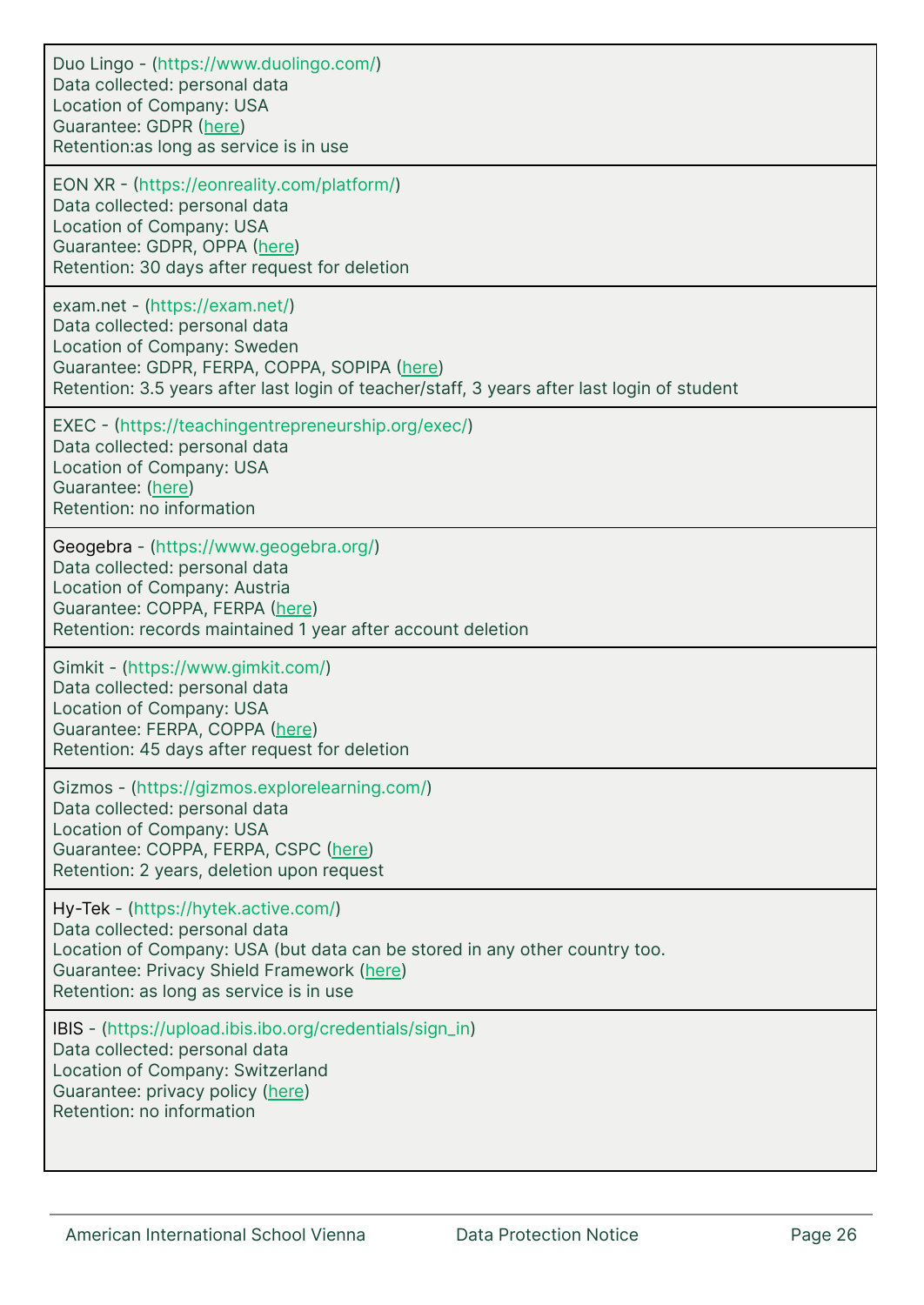| |
|---|
| Duo Lingo - (https://www.duolingo.com/)<br>Data collected: personal data<br>Location of Company: USA<br>Guarantee: GDPR (here)<br>Retention:as long as service is in use |
| EON XR - (https://eonreality.com/platform/)<br>Data collected: personal data<br>Location of Company: USA<br>Guarantee: GDPR, OPPA (here)<br>Retention: 30 days after request for deletion |
| exam.net - (https://exam.net/)<br>Data collected: personal data<br>Location of Company: Sweden<br>Guarantee: GDPR, FERPA, COPPA, SOPIPA (here)<br>Retention: 3.5 years after last login of teacher/staff, 3 years after last login of student |
| EXEC - (https://teachingentrepreneurship.org/exec/)<br>Data collected: personal data<br>Location of Company: USA<br>Guarantee: (here)<br>Retention: no information |
| Geogebra - (https://www.geogebra.org/)<br>Data collected: personal data<br>Location of Company: Austria<br>Guarantee: COPPA, FERPA (here)<br>Retention: records maintained 1 year after account deletion |
| Gimkit - (https://www.gimkit.com/)<br>Data collected: personal data<br>Location of Company: USA<br>Guarantee: FERPA, COPPA (here)<br>Retention: 45 days after request for deletion |
| Gizmos - (https://gizmos.explorelearning.com/)<br>Data collected: personal data<br>Location of Company: USA<br>Guarantee: COPPA, FERPA, CSPC (here)<br>Retention: 2 years, deletion upon request |
| Hy-Tek - (https://hytek.active.com/)<br>Data collected: personal data<br>Location of Company: USA (but data can be stored in any other country too.<br>Guarantee: Privacy Shield Framework (here)<br>Retention: as long as service is in use |
| IBIS - (https://upload.ibis.ibo.org/credentials/sign_in)<br>Data collected: personal data<br>Location of Company: Switzerland<br>Guarantee: privacy policy (here)<br>Retention: no information |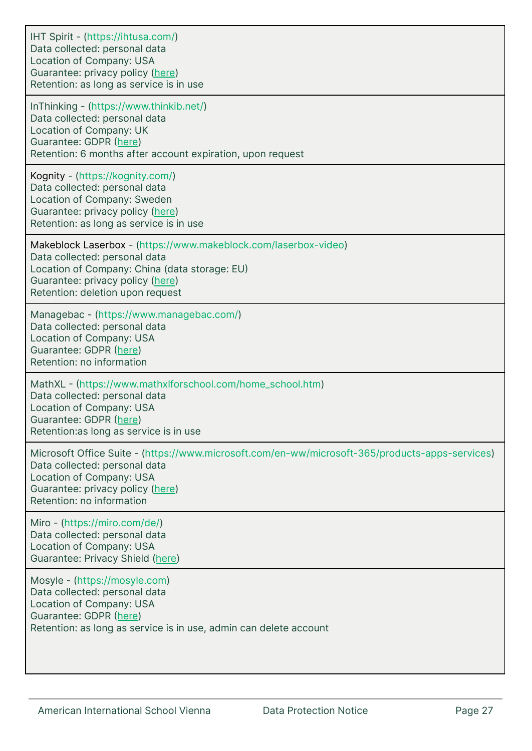| |
|---|
| IHT Spirit - (https://ihtusa.com/)<br>Data collected: personal data<br>Location of Company: USA<br>Guarantee: privacy policy (here)<br>Retention: as long as service is in use |
| InThinking - (https://www.thinkib.net/)<br>Data collected: personal data<br>Location of Company: UK<br>Guarantee: GDPR (here)<br>Retention: 6 months after account expiration, upon request |
| Kognity - (https://kognity.com/)<br>Data collected: personal data<br>Location of Company: Sweden<br>Guarantee: privacy policy (here)<br>Retention: as long as service is in use |
| Makeblock Laserbox - (https://www.makeblock.com/laserbox-video)<br>Data collected: personal data<br>Location of Company: China (data storage: EU)<br>Guarantee: privacy policy (here)<br>Retention: deletion upon request |
| Managebac - (https://www.managebac.com/)<br>Data collected: personal data<br>Location of Company: USA<br>Guarantee: GDPR (here)<br>Retention: no information |
| MathXL - (https://www.mathxlforschool.com/home_school.htm)<br>Data collected: personal data<br>Location of Company: USA<br>Guarantee: GDPR (here)<br>Retention:as long as service is in use |
| Microsoft Office Suite - (https://www.microsoft.com/en-ww/microsoft-365/products-apps-services)<br>Data collected: personal data<br>Location of Company: USA<br>Guarantee: privacy policy (here)<br>Retention: no information |
| Miro - (https://miro.com/de/)<br>Data collected: personal data<br>Location of Company: USA<br>Guarantee: Privacy Shield (here) |
| Mosyle - (https://mosyle.com)<br>Data collected: personal data<br>Location of Company: USA<br>Guarantee: GDPR (here)<br>Retention: as long as service is in use, admin can delete account |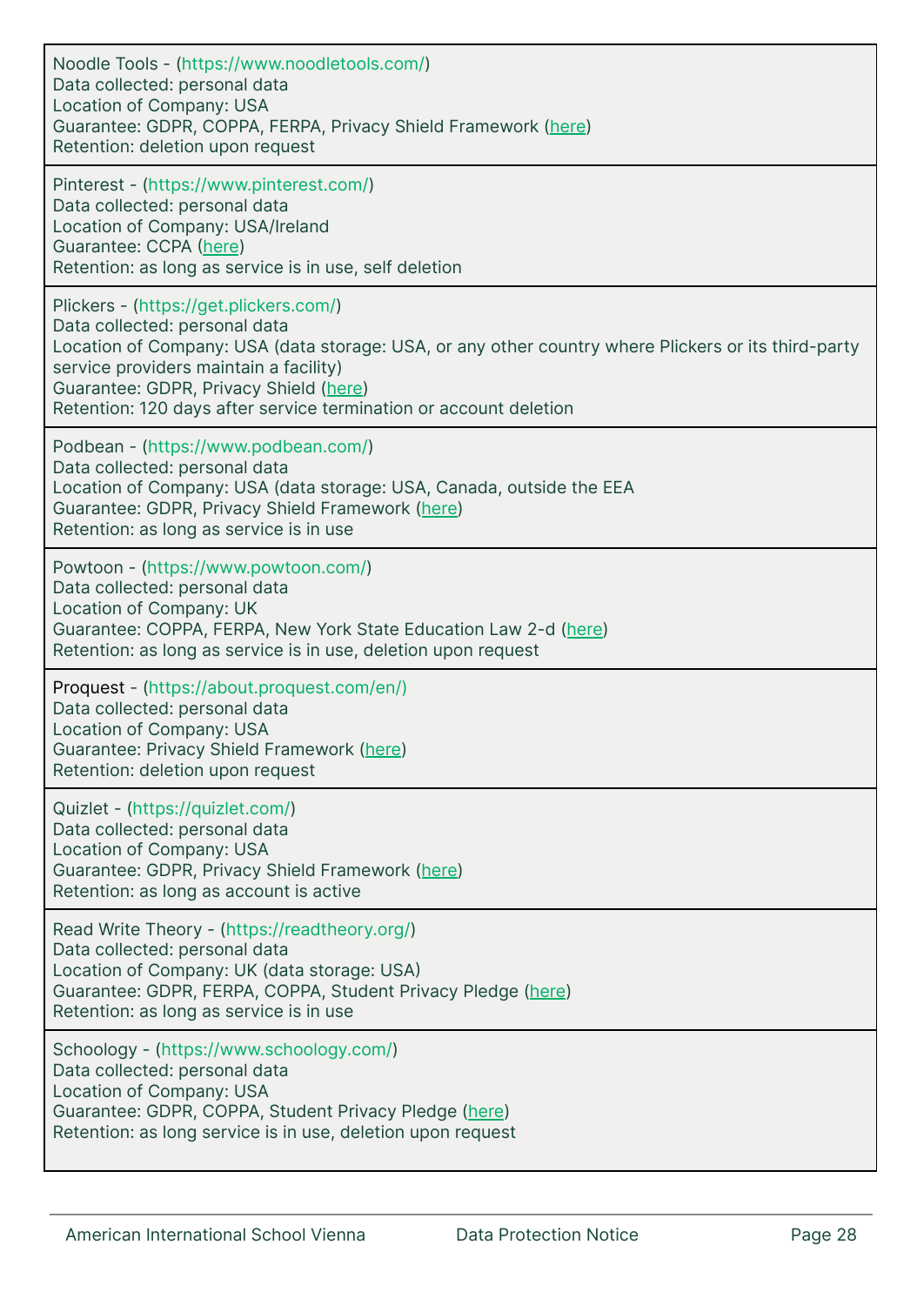Noodle Tools - (https://www.noodletools.com/)
Data collected: personal data
Location of Company: USA
Guarantee: GDPR, COPPA, FERPA, Privacy Shield Framework (here)
Retention: deletion upon request

Pinterest - (https://www.pinterest.com/)
Data collected: personal data
Location of Company: USA/Ireland
Guarantee: CCPA (here)
Retention: as long as service is in use, self deletion

Plickers - (https://get.plickers.com/)
Data collected: personal data
Location of Company: USA (data storage: USA, or any other country where Plickers or its third-party service providers maintain a facility)
Guarantee: GDPR, Privacy Shield (here)
Retention: 120 days after service termination or account deletion

Podbean - (https://www.podbean.com/)
Data collected: personal data
Location of Company: USA (data storage: USA, Canada, outside the EEA
Guarantee: GDPR, Privacy Shield Framework (here)
Retention: as long as service is in use

Powtoon - (https://www.powtoon.com/)
Data collected: personal data
Location of Company: UK
Guarantee: COPPA, FERPA, New York State Education Law 2-d (here)
Retention: as long as service is in use, deletion upon request

Proquest - (https://about.proquest.com/en/)
Data collected: personal data
Location of Company: USA
Guarantee: Privacy Shield Framework (here)
Retention: deletion upon request

Quizlet - (https://quizlet.com/)
Data collected: personal data
Location of Company: USA
Guarantee: GDPR, Privacy Shield Framework (here)
Retention: as long as account is active

Read Write Theory - (https://readtheory.org/)
Data collected: personal data
Location of Company: UK (data storage: USA)
Guarantee: GDPR, FERPA, COPPA, Student Privacy Pledge (here)
Retention: as long as service is in use

Schoology - (https://www.schoology.com/)
Data collected: personal data
Location of Company: USA
Guarantee: GDPR, COPPA, Student Privacy Pledge (here)
Retention: as long service is in use, deletion upon request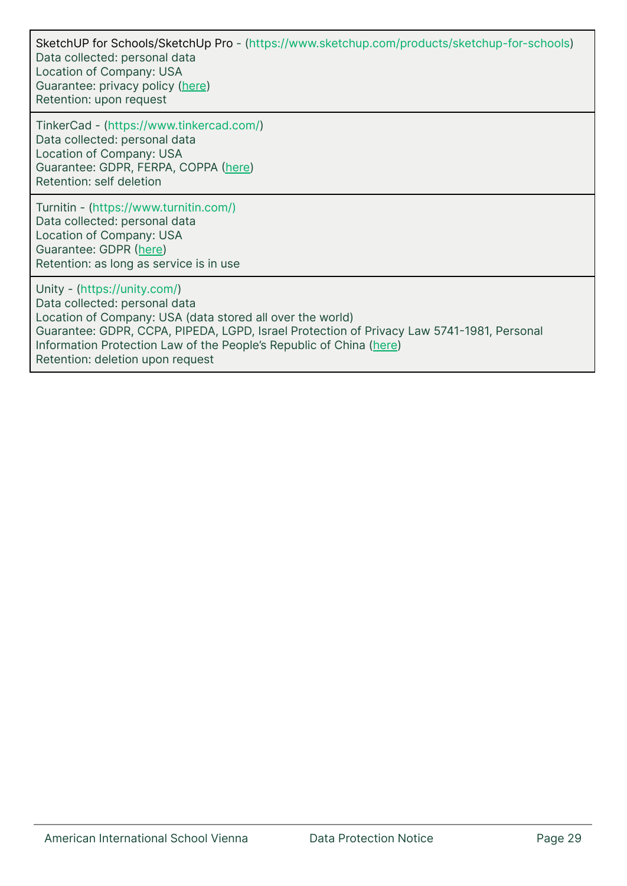| SketchUP for Schools/SketchUp Pro - (https://www.sketchup.com/products/sketchup-for-schools)<br>Data collected: personal data<br>Location of Company: USA<br>Guarantee: privacy policy (here)<br>Retention: upon request |
|---|
| TinkerCad - (https://www.tinkercad.com/)<br>Data collected: personal data<br>Location of Company: USA<br>Guarantee: GDPR, FERPA, COPPA (here)<br>Retention: self deletion |
| Turnitin - (https://www.turnitin.com/)<br>Data collected: personal data<br>Location of Company: USA<br>Guarantee: GDPR (here)<br>Retention: as long as service is in use |
| Unity - (https://unity.com/)<br>Data collected: personal data<br>Location of Company: USA (data stored all over the world)<br>Guarantee: GDPR, CCPA, PIPEDA, LGPD, Israel Protection of Privacy Law 5741-1981, Personal Information Protection Law of the People's Republic of China (here)<br>Retention: deletion upon request |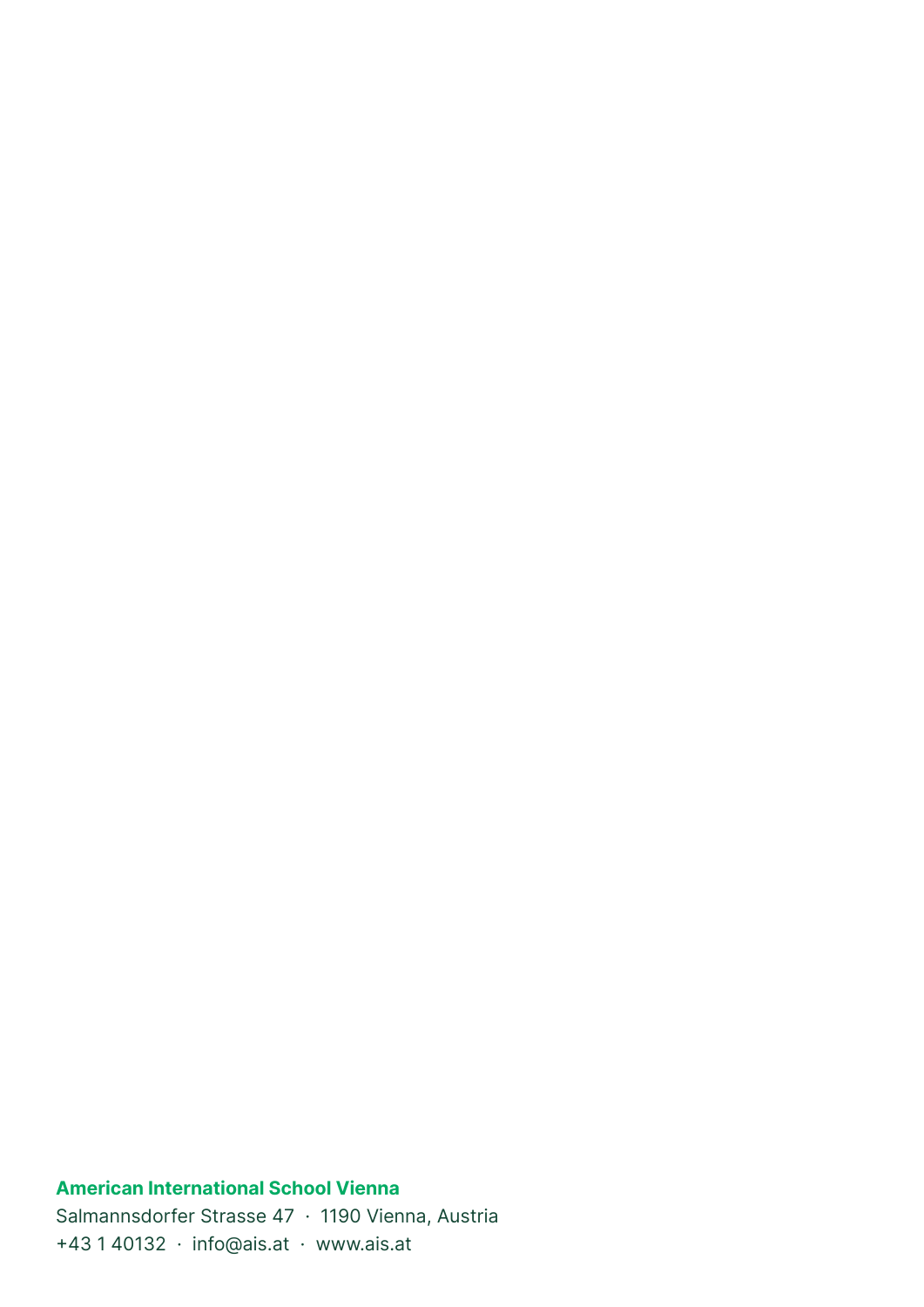**American International School Vienna**

Salmannsdorfer Strasse 47 · 1190 Vienna, Austria

+43 1 40132 · info@ais.at · www.ais.at